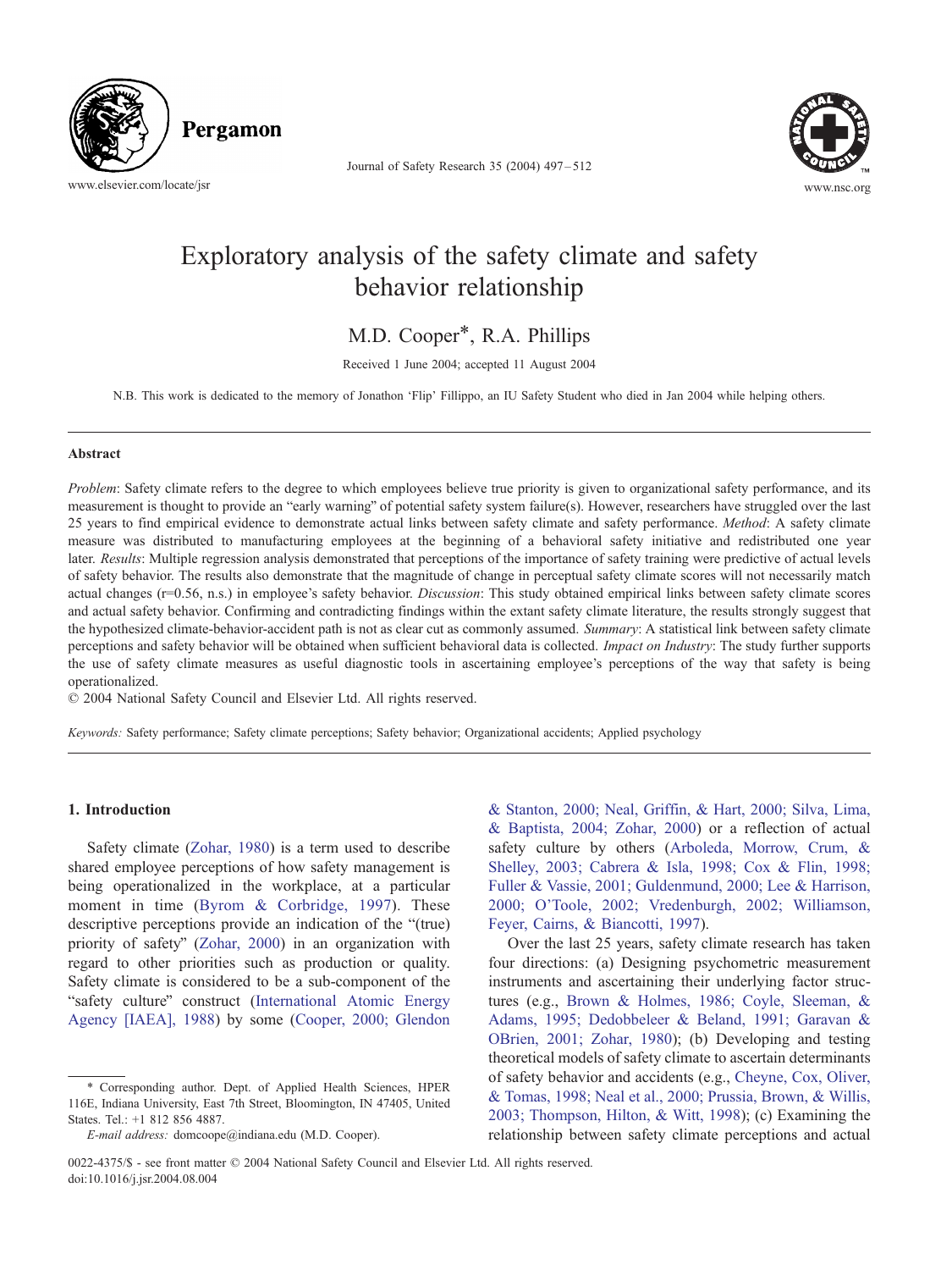# Exploratory analysis of the safety climate and safety behavior relationship

M.D. Cooper*, R.A. Phillips

Received 1 June 2004; accepted 11 August 2004

N.B. This work is dedicated to the memory of Jonathon 'Flip' Fillippo, an IU Safety Student who died in Jan 2004 while helping others.

## Abstract

*Problem*: Safety climate refers to the degree to which employees believe true priority is given to organizational safety performance, and its measurement is thought to provide an "early warning" of potential safety system failure(s). However, researchers have struggled over the last 25 years to find empirical evidence to demonstrate actual links between safety climate and safety performance. *Method*: A safety climate measure was distributed to manufacturing employees at the beginning of a behavioral safety initiative and redistributed one year later. *Results*: Multiple regression analysis demonstrated that perceptions of the importance of safety training were predictive of actual levels of safety behavior. The results also demonstrate that the magnitude of change in perceptual safety climate scores will not necessarily match actual changes ($r=0.56$, n.s.) in employee's safety behavior. *Discussion*: This study obtained empirical links between safety climate scores and actual safety behavior. Confirming and contradicting findings within the extant safety climate literature, the results strongly suggest that the hypothesized climate-behavior-accident path is not as clear cut as commonly assumed. *Summary*: A statistical link between safety climate perceptions and safety behavior will be obtained when sufficient behavioral data is collected. *Impact on Industry*: The study further supports the use of safety climate measures as useful diagnostic tools in ascertaining employee's perceptions of the way that safety is being operationalized.

© 2004 National Safety Council and Elsevier Ltd. All rights reserved.

*Keywords:* Safety performance; Safety climate perceptions; Safety behavior; Organizational accidents; Applied psychology

## 1. Introduction

Safety climate (Zohar, 1980) is a term used to describe shared employee perceptions of how safety management is being operationalized in the workplace, at a particular moment in time (Byrom & Corbridge, 1997). These descriptive perceptions provide an indication of the "(true) priority of safety" (Zohar, 2000) in an organization with regard to other priorities such as production or quality. Safety climate is considered to be a sub-component of the "safety culture" construct (International Atomic Energy Agency [IAEA], 1988) by some (Cooper, 2000; Glendon & Stanton, 2000; Neal, Griffin, & Hart, 2000; Silva, Lima, & Baptista, 2004; Zohar, 2000) or a reflection of actual safety culture by others (Arboleda, Morrow, Crum, & Shelley, 2003; Cabrera & Isla, 1998; Cox & Flin, 1998; Fuller & Vassie, 2001; Guldenmund, 2000; Lee & Harrison, 2000; O'Toole, 2002; Vredenburgh, 2002; Williamson, Feyer, Cairns, & Biancotti, 1997).

Over the last 25 years, safety climate research has taken four directions: (a) Designing psychometric measurement instruments and ascertaining their underlying factor structures (e.g., Brown & Holmes, 1986; Coyle, Sleeman, & Adams, 1995; Dedobbeleer & Beland, 1991; Garavan & OBrien, 2001; Zohar, 1980); (b) Developing and testing theoretical models of safety climate to ascertain determinants of safety behavior and accidents (e.g., Cheyne, Cox, Oliver, & Tomas, 1998; Neal et al., 2000; Prussia, Brown, & Willis, 2003; Thompson, Hilton, & Witt, 1998); (c) Examining the relationship between safety climate perceptions and actual

---

\* Corresponding author. Dept. of Applied Health Sciences, HPER 116E, Indiana University, East 7th Street, Bloomington, IN 47405, United States. Tel.: +1 812 856 4887.

*E-mail address:* domcoope@indiana.edu (M.D. Cooper).

0022-4375/$ - see front matter © 2004 National Safety Council and Elsevier Ltd. All rights reserved.
doi:10.1016/j.jsr.2004.08.004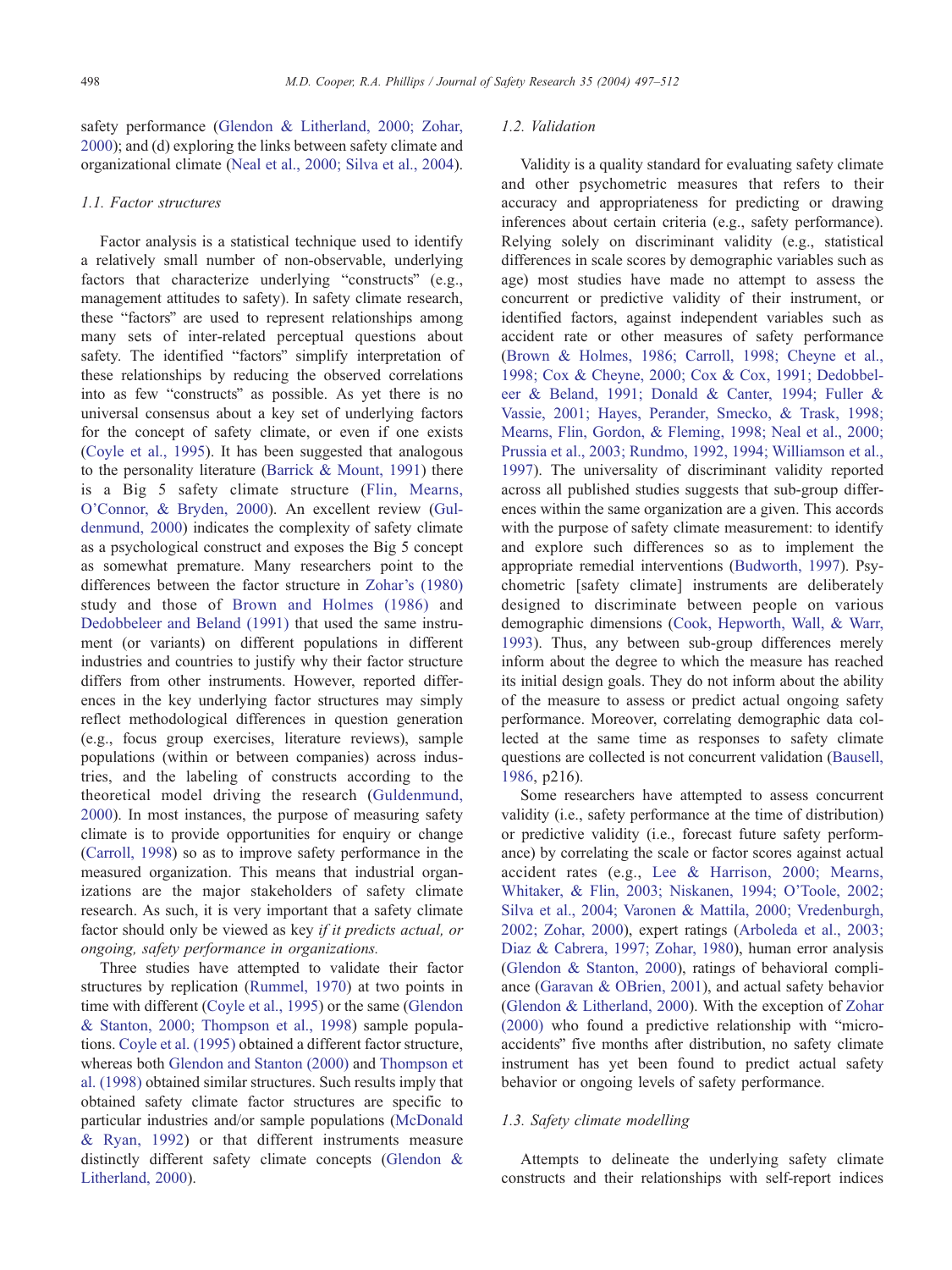safety performance (Glendon & Litherland, 2000; Zohar, 2000); and (d) exploring the links between safety climate and organizational climate (Neal et al., 2000; Silva et al., 2004).

### 1.1. Factor structures

Factor analysis is a statistical technique used to identify a relatively small number of non-observable, underlying factors that characterize underlying "constructs" (e.g., management attitudes to safety). In safety climate research, these "factors" are used to represent relationships among many sets of inter-related perceptual questions about safety. The identified "factors" simplify interpretation of these relationships by reducing the observed correlations into as few "constructs" as possible. As yet there is no universal consensus about a key set of underlying factors for the concept of safety climate, or even if one exists (Coyle et al., 1995). It has been suggested that analogous to the personality literature (Barrick & Mount, 1991) there is a Big 5 safety climate structure (Flin, Mearns, O'Connor, & Bryden, 2000). An excellent review (Guldenmund, 2000) indicates the complexity of safety climate as a psychological construct and exposes the Big 5 concept as somewhat premature. Many researchers point to the differences between the factor structure in Zohar's (1980) study and those of Brown and Holmes (1986) and Dedobbeleer and Beland (1991) that used the same instrument (or variants) on different populations in different industries and countries to justify why their factor structure differs from other instruments. However, reported differences in the key underlying factor structures may simply reflect methodological differences in question generation (e.g., focus group exercises, literature reviews), sample populations (within or between companies) across industries, and the labeling of constructs according to the theoretical model driving the research (Guldenmund, 2000). In most instances, the purpose of measuring safety climate is to provide opportunities for enquiry or change (Carroll, 1998) so as to improve safety performance in the measured organization. This means that industrial organizations are the major stakeholders of safety climate research. As such, it is very important that a safety climate factor should only be viewed as key *if it predicts actual, or ongoing, safety performance in organizations.*

Three studies have attempted to validate their factor structures by replication (Rummel, 1970) at two points in time with different (Coyle et al., 1995) or the same (Glendon & Stanton, 2000; Thompson et al., 1998) sample populations. Coyle et al. (1995) obtained a different factor structure, whereas both Glendon and Stanton (2000) and Thompson et al. (1998) obtained similar structures. Such results imply that obtained safety climate factor structures are specific to particular industries and/or sample populations (McDonald & Ryan, 1992) or that different instruments measure distinctly different safety climate concepts (Glendon & Litherland, 2000).

### 1.2. Validation

Validity is a quality standard for evaluating safety climate and other psychometric measures that refers to their accuracy and appropriateness for predicting or drawing inferences about certain criteria (e.g., safety performance). Relying solely on discriminant validity (e.g., statistical differences in scale scores by demographic variables such as age) most studies have made no attempt to assess the concurrent or predictive validity of their instrument, or identified factors, against independent variables such as accident rate or other measures of safety performance (Brown & Holmes, 1986; Carroll, 1998; Cheyne et al., 1998; Cox & Cheyne, 2000; Cox & Cox, 1991; Dedobbeleer & Beland, 1991; Donald & Canter, 1994; Fuller & Vassie, 2001; Hayes, Perander, Smecko, & Trask, 1998; Mearns, Flin, Gordon, & Fleming, 1998; Neal et al., 2000; Prussia et al., 2003; Rundmo, 1992, 1994; Williamson et al., 1997). The universality of discriminant validity reported across all published studies suggests that sub-group differences within the same organization are a given. This accords with the purpose of safety climate measurement: to identify and explore such differences so as to implement the appropriate remedial interventions (Budworth, 1997). Psychometric [safety climate] instruments are deliberately designed to discriminate between people on various demographic dimensions (Cook, Hepworth, Wall, & Warr, 1993). Thus, any between sub-group differences merely inform about the degree to which the measure has reached its initial design goals. They do not inform about the ability of the measure to assess or predict actual ongoing safety performance. Moreover, correlating demographic data collected at the same time as responses to safety climate questions are collected is not concurrent validation (Bausell, 1986, p216).

Some researchers have attempted to assess concurrent validity (i.e., safety performance at the time of distribution) or predictive validity (i.e., forecast future safety performance) by correlating the scale or factor scores against actual accident rates (e.g., Lee & Harrison, 2000; Mearns, Whitaker, & Flin, 2003; Niskanen, 1994; O'Toole, 2002; Silva et al., 2004; Varonen & Mattila, 2000; Vredenburgh, 2002; Zohar, 2000), expert ratings (Arboleda et al., 2003; Diaz & Cabrera, 1997; Zohar, 1980), human error analysis (Glendon & Stanton, 2000), ratings of behavioral compliance (Garavan & OBrien, 2001), and actual safety behavior (Glendon & Litherland, 2000). With the exception of Zohar (2000) who found a predictive relationship with "micro-accidents" five months after distribution, no safety climate instrument has yet been found to predict actual safety behavior or ongoing levels of safety performance.

### 1.3. Safety climate modelling

Attempts to delineate the underlying safety climate constructs and their relationships with self-report indices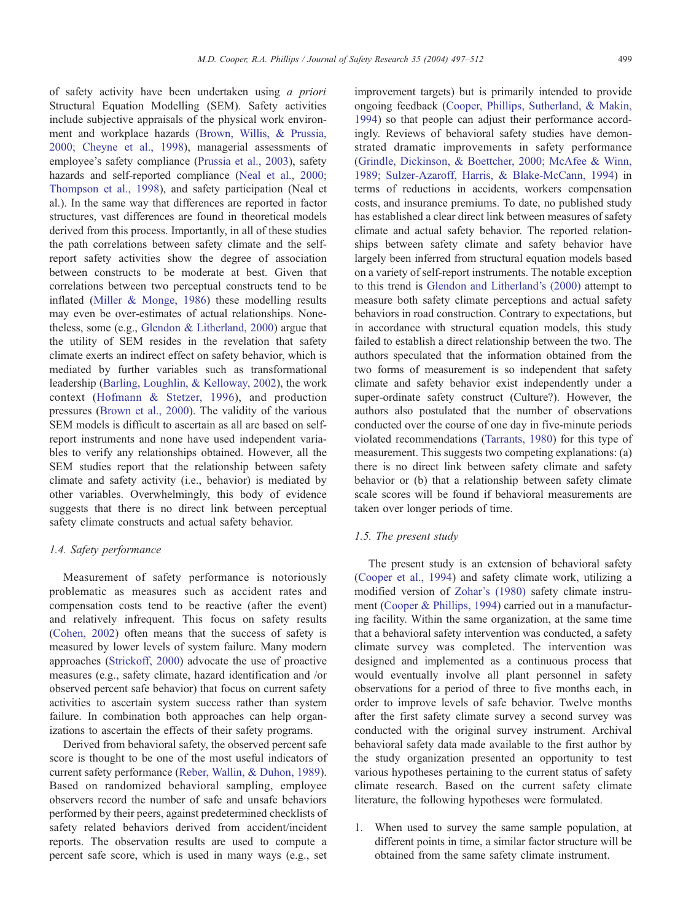of safety activity have been undertaken using *a priori* Structural Equation Modelling (SEM). Safety activities include subjective appraisals of the physical work environment and workplace hazards (Brown, Willis, & Prussia, 2000; Cheyne et al., 1998), managerial assessments of employee's safety compliance (Prussia et al., 2003), safety hazards and self-reported compliance (Neal et al., 2000; Thompson et al., 1998), and safety participation (Neal et al.). In the same way that differences are reported in factor structures, vast differences are found in theoretical models derived from this process. Importantly, in all of these studies the path correlations between safety climate and the self-report safety activities show the degree of association between constructs to be moderate at best. Given that correlations between two perceptual constructs tend to be inflated (Miller & Monge, 1986) these modelling results may even be over-estimates of actual relationships. Nonetheless, some (e.g., Glendon & Litherland, 2000) argue that the utility of SEM resides in the revelation that safety climate exerts an indirect effect on safety behavior, which is mediated by further variables such as transformational leadership (Barling, Loughlin, & Kelloway, 2002), the work context (Hofmann & Stetzer, 1996), and production pressures (Brown et al., 2000). The validity of the various SEM models is difficult to ascertain as all are based on self-report instruments and none have used independent variables to verify any relationships obtained. However, all the SEM studies report that the relationship between safety climate and safety activity (i.e., behavior) is mediated by other variables. Overwhelmingly, this body of evidence suggests that there is no direct link between perceptual safety climate constructs and actual safety behavior.

### 1.4. Safety performance

Measurement of safety performance is notoriously problematic as measures such as accident rates and compensation costs tend to be reactive (after the event) and relatively infrequent. This focus on safety results (Cohen, 2002) often means that the success of safety is measured by lower levels of system failure. Many modern approaches (Strickoff, 2000) advocate the use of proactive measures (e.g., safety climate, hazard identification and /or observed percent safe behavior) that focus on current safety activities to ascertain system success rather than system failure. In combination both approaches can help organizations to ascertain the effects of their safety programs.

Derived from behavioral safety, the observed percent safe score is thought to be one of the most useful indicators of current safety performance (Reber, Wallin, & Duhon, 1989). Based on randomized behavioral sampling, employee observers record the number of safe and unsafe behaviors performed by their peers, against predetermined checklists of safety related behaviors derived from accident/incident reports. The observation results are used to compute a percent safe score, which is used in many ways (e.g., set improvement targets) but is primarily intended to provide ongoing feedback (Cooper, Phillips, Sutherland, & Makin, 1994) so that people can adjust their performance accordingly. Reviews of behavioral safety studies have demonstrated dramatic improvements in safety performance (Grindle, Dickinson, & Boettcher, 2000; McAfee & Winn, 1989; Sulzer-Azaroff, Harris, & Blake-McCann, 1994) in terms of reductions in accidents, workers compensation costs, and insurance premiums. To date, no published study has established a clear direct link between measures of safety climate and actual safety behavior. The reported relationships between safety climate and safety behavior have largely been inferred from structural equation models based on a variety of self-report instruments. The notable exception to this trend is Glendon and Litherland's (2000) attempt to measure both safety climate perceptions and actual safety behaviors in road construction. Contrary to expectations, but in accordance with structural equation models, this study failed to establish a direct relationship between the two. The authors speculated that the information obtained from the two forms of measurement is so independent that safety climate and safety behavior exist independently under a super-ordinate safety construct (Culture?). However, the authors also postulated that the number of observations conducted over the course of one day in five-minute periods violated recommendations (Tarrants, 1980) for this type of measurement. This suggests two competing explanations: (a) there is no direct link between safety climate and safety behavior or (b) that a relationship between safety climate scale scores will be found if behavioral measurements are taken over longer periods of time.

### 1.5. The present study

The present study is an extension of behavioral safety (Cooper et al., 1994) and safety climate work, utilizing a modified version of Zohar's (1980) safety climate instrument (Cooper & Phillips, 1994) carried out in a manufacturing facility. Within the same organization, at the same time that a behavioral safety intervention was conducted, a safety climate survey was completed. The intervention was designed and implemented as a continuous process that would eventually involve all plant personnel in safety observations for a period of three to five months each, in order to improve levels of safe behavior. Twelve months after the first safety climate survey a second survey was conducted with the original survey instrument. Archival behavioral safety data made available to the first author by the study organization presented an opportunity to test various hypotheses pertaining to the current status of safety climate research. Based on the current safety climate literature, the following hypotheses were formulated.

1. When used to survey the same sample population, at different points in time, a similar factor structure will be obtained from the same safety climate instrument.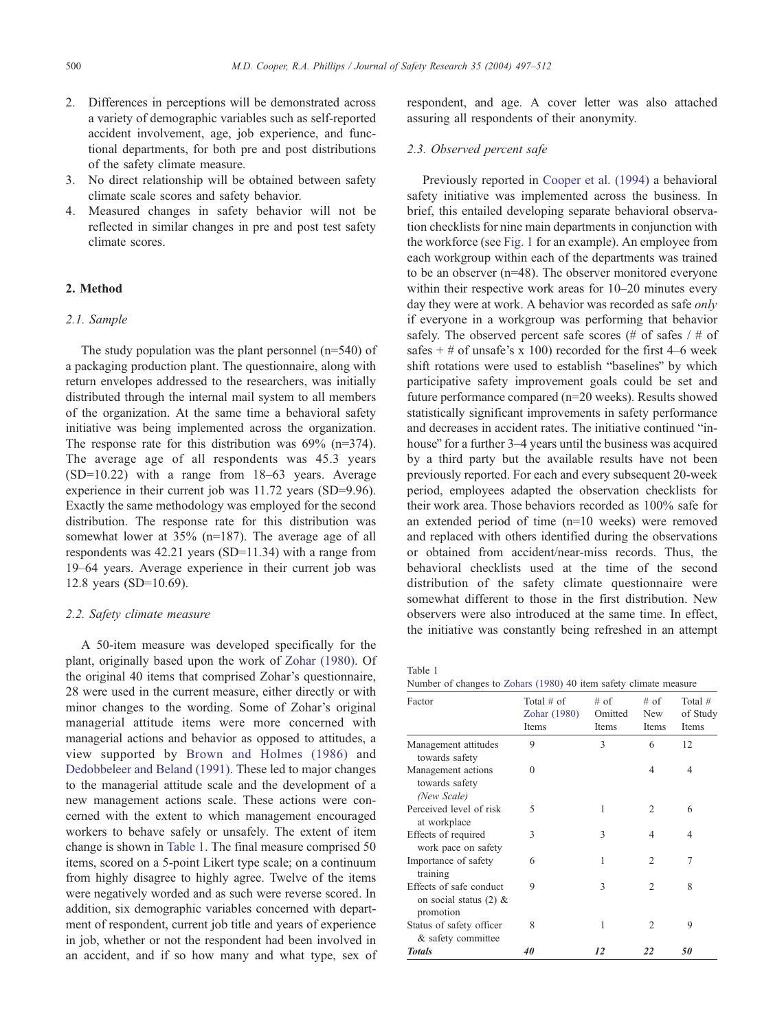2. Differences in perceptions will be demonstrated across a variety of demographic variables such as self-reported accident involvement, age, job experience, and functional departments, for both pre and post distributions of the safety climate measure.
3. No direct relationship will be obtained between safety climate scale scores and safety behavior.
4. Measured changes in safety behavior will not be reflected in similar changes in pre and post test safety climate scores.

## 2. Method

### 2.1. Sample

The study population was the plant personnel (n=540) of a packaging production plant. The questionnaire, along with return envelopes addressed to the researchers, was initially distributed through the internal mail system to all members of the organization. At the same time a behavioral safety initiative was being implemented across the organization. The response rate for this distribution was 69% (n=374). The average age of all respondents was 45.3 years (SD=10.22) with a range from 18–63 years. Average experience in their current job was 11.72 years (SD=9.96). Exactly the same methodology was employed for the second distribution. The response rate for this distribution was somewhat lower at 35% (n=187). The average age of all respondents was 42.21 years (SD=11.34) with a range from 19–64 years. Average experience in their current job was 12.8 years (SD=10.69).

### 2.2. Safety climate measure

A 50-item measure was developed specifically for the plant, originally based upon the work of Zohar (1980). Of the original 40 items that comprised Zohar's questionnaire, 28 were used in the current measure, either directly or with minor changes to the wording. Some of Zohar's original managerial attitude items were more concerned with managerial actions and behavior as opposed to attitudes, a view supported by Brown and Holmes (1986) and Dedobbeleer and Beland (1991). These led to major changes to the managerial attitude scale and the development of a new management actions scale. These actions were concerned with the extent to which management encouraged workers to behave safely or unsafely. The extent of item change is shown in Table 1. The final measure comprised 50 items, scored on a 5-point Likert type scale; on a continuum from highly disagree to highly agree. Twelve of the items were negatively worded and as such were reverse scored. In addition, six demographic variables concerned with department of respondent, current job title and years of experience in job, whether or not the respondent had been involved in an accident, and if so how many and what type, sex of respondent, and age. A cover letter was also attached assuring all respondents of their anonymity.

### 2.3. Observed percent safe

Previously reported in Cooper et al. (1994) a behavioral safety initiative was implemented across the business. In brief, this entailed developing separate behavioral observation checklists for nine main departments in conjunction with the workforce (see Fig. 1 for an example). An employee from each workgroup within each of the departments was trained to be an observer (n=48). The observer monitored everyone within their respective work areas for 10–20 minutes every day they were at work. A behavior was recorded as safe *only* if everyone in a workgroup was performing that behavior safely. The observed percent safe scores (# of safes / # of safes + # of unsafe's x 100) recorded for the first 4–6 week shift rotations were used to establish "baselines" by which participative safety improvement goals could be set and future performance compared (n=20 weeks). Results showed statistically significant improvements in safety performance and decreases in accident rates. The initiative continued "in-house" for a further 3–4 years until the business was acquired by a third party but the available results have not been previously reported. For each and every subsequent 20-week period, employees adapted the observation checklists for their work area. Those behaviors recorded as 100% safe for an extended period of time (n=10 weeks) were removed and replaced with others identified during the observations or obtained from accident/near-miss records. Thus, the behavioral checklists used at the time of the second distribution of the safety climate questionnaire were somewhat different to those in the first distribution. New observers were also introduced at the same time. In effect, the initiative was constantly being refreshed in an attempt

Table 1
Number of changes to Zohars (1980) 40 item safety climate measure

| Factor | Total # of Zohar (1980) Items | # of Omitted Items | # of New Items | Total # of Study Items |
|---|---|---|---|---|
| Management attitudes towards safety | 9 | 3 | 6 | 12 |
| Management actions towards safety *(New Scale)* | 0 | | 4 | 4 |
| Perceived level of risk at workplace | 5 | 1 | 2 | 6 |
| Effects of required work pace on safety | 3 | 3 | 4 | 4 |
| Importance of safety training | 6 | 1 | 2 | 7 |
| Effects of safe conduct on social status (2) & promotion | 9 | 3 | 2 | 8 |
| Status of safety officer & safety committee | 8 | 1 | 2 | 9 |
| ***Totals*** | ***40*** | ***12*** | ***22*** | ***50*** |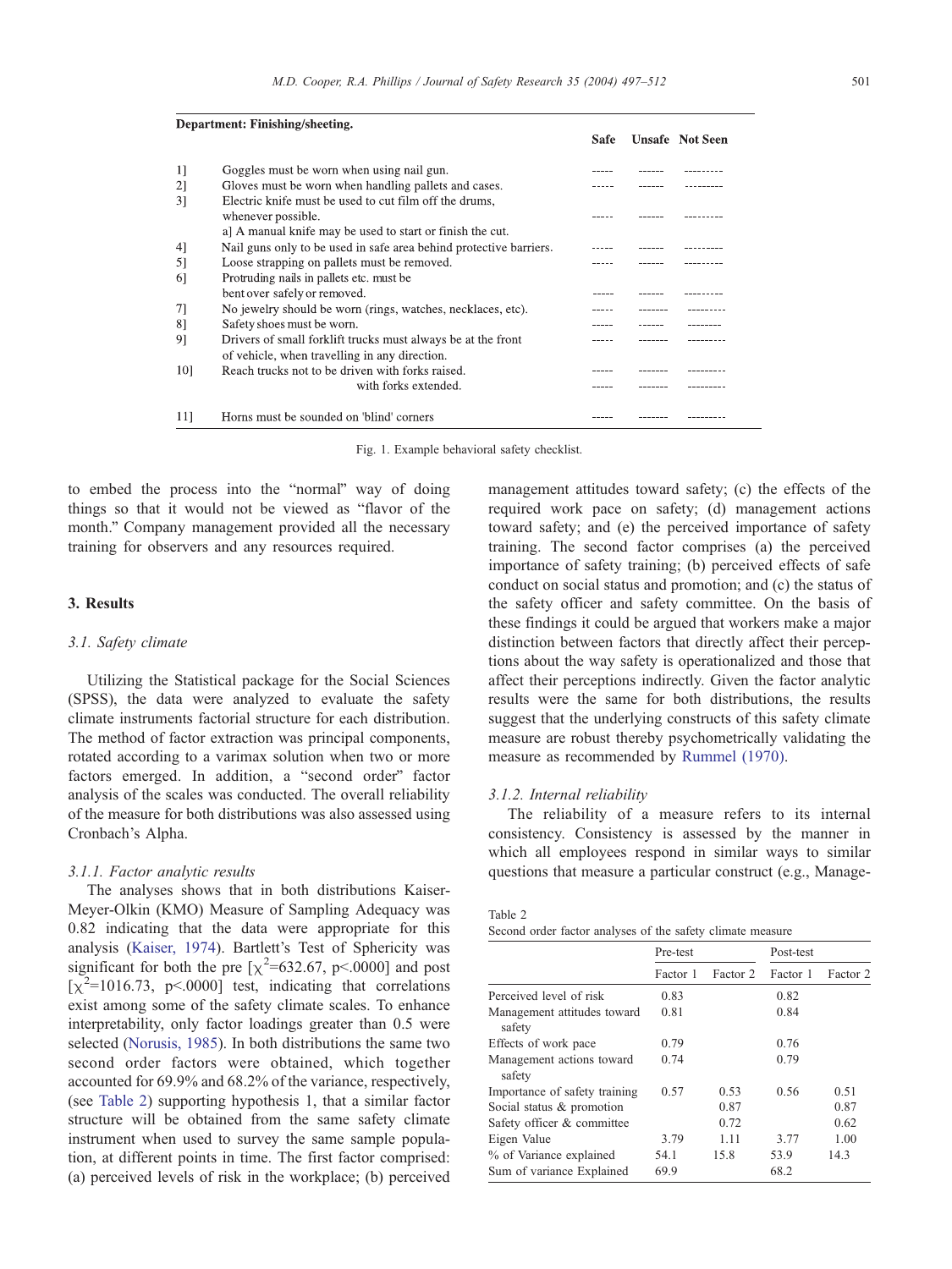**Department: Finishing/sheeting.**

| | | Safe | Unsafe | Not Seen |
|---|---|---|---|---|
| 1] | Goggles must be worn when using nail gun. | ----- | ------ | --------- |
| 2] | Gloves must be worn when handling pallets and cases. | ----- | ------ | --------- |
| 3] | Electric knife must be used to cut film off the drums, whenever possible. | ----- | ------ | --------- |
| | a] A manual knife may be used to start or finish the cut. | | | |
| 4] | Nail guns only to be used in safe area behind protective barriers. | ----- | ------ | --------- |
| 5] | Loose strapping on pallets must be removed. | ----- | ------ | --------- |
| 6] | Protruding nails in pallets etc. must be bent over safely or removed. | ----- | ------ | --------- |
| 7] | No jewelry should be worn (rings, watches, necklaces, etc). | ----- | ------- | --------- |
| 8] | Safety shoes must be worn. | ----- | ------ | -------- |
| 9] | Drivers of small forklift trucks must always be at the front of vehicle, when travelling in any direction. | ----- | ------- | --------- |
| 10] | Reach trucks not to be driven with forks raised. | ----- | ------- | --------- |
| | with forks extended. | ----- | ------- | --------- |
| 11] | Horns must be sounded on 'blind' corners | ----- | ------- | --------- |

Fig. 1. Example behavioral safety checklist.

to embed the process into the "normal" way of doing things so that it would not be viewed as "flavor of the month." Company management provided all the necessary training for observers and any resources required.

## 3. Results

### 3.1. Safety climate

Utilizing the Statistical package for the Social Sciences (SPSS), the data were analyzed to evaluate the safety climate instruments factorial structure for each distribution. The method of factor extraction was principal components, rotated according to a varimax solution when two or more factors emerged. In addition, a "second order" factor analysis of the scales was conducted. The overall reliability of the measure for both distributions was also assessed using Cronbach's Alpha.

#### 3.1.1. Factor analytic results

The analyses shows that in both distributions Kaiser-Meyer-Olkin (KMO) Measure of Sampling Adequacy was 0.82 indicating that the data were appropriate for this analysis (Kaiser, 1974). Bartlett's Test of Sphericity was significant for both the pre [$\chi^2$=632.67, $p$<.0000] and post [$\chi^2$=1016.73, $p$<.0000] test, indicating that correlations exist among some of the safety climate scales. To enhance interpretability, only factor loadings greater than 0.5 were selected (Norusis, 1985). In both distributions the same two second order factors were obtained, which together accounted for 69.9% and 68.2% of the variance, respectively, (see Table 2) supporting hypothesis 1, that a similar factor structure will be obtained from the same safety climate instrument when used to survey the same sample population, at different points in time. The first factor comprised: (a) perceived levels of risk in the workplace; (b) perceived management attitudes toward safety; (c) the effects of the required work pace on safety; (d) management actions toward safety; and (e) the perceived importance of safety training. The second factor comprises (a) the perceived importance of safety training; (b) perceived effects of safe conduct on social status and promotion; and (c) the status of the safety officer and safety committee. On the basis of these findings it could be argued that workers make a major distinction between factors that directly affect their perceptions about the way safety is operationalized and those that affect their perceptions indirectly. Given the factor analytic results were the same for both distributions, the results suggest that the underlying constructs of this safety climate measure are robust thereby psychometrically validating the measure as recommended by Rummel (1970).

#### 3.1.2. Internal reliability

The reliability of a measure refers to its internal consistency. Consistency is assessed by the manner in which all employees respond in similar ways to similar questions that measure a particular construct (e.g., Manage-

Table 2
Second order factor analyses of the safety climate measure

| | Pre-test | | Post-test | |
|---|---|---|---|---|
| | Factor 1 | Factor 2 | Factor 1 | Factor 2 |
| Perceived level of risk | 0.83 | | 0.82 | |
| Management attitudes toward safety | 0.81 | | 0.84 | |
| Effects of work pace | 0.79 | | 0.76 | |
| Management actions toward safety | 0.74 | | 0.79 | |
| Importance of safety training | 0.57 | 0.53 | 0.56 | 0.51 |
| Social status & promotion | | 0.87 | | 0.87 |
| Safety officer & committee | | 0.72 | | 0.62 |
| Eigen Value | 3.79 | 1.11 | 3.77 | 1.00 |
| % of Variance explained | 54.1 | 15.8 | 53.9 | 14.3 |
| Sum of variance Explained | 69.9 | | 68.2 | |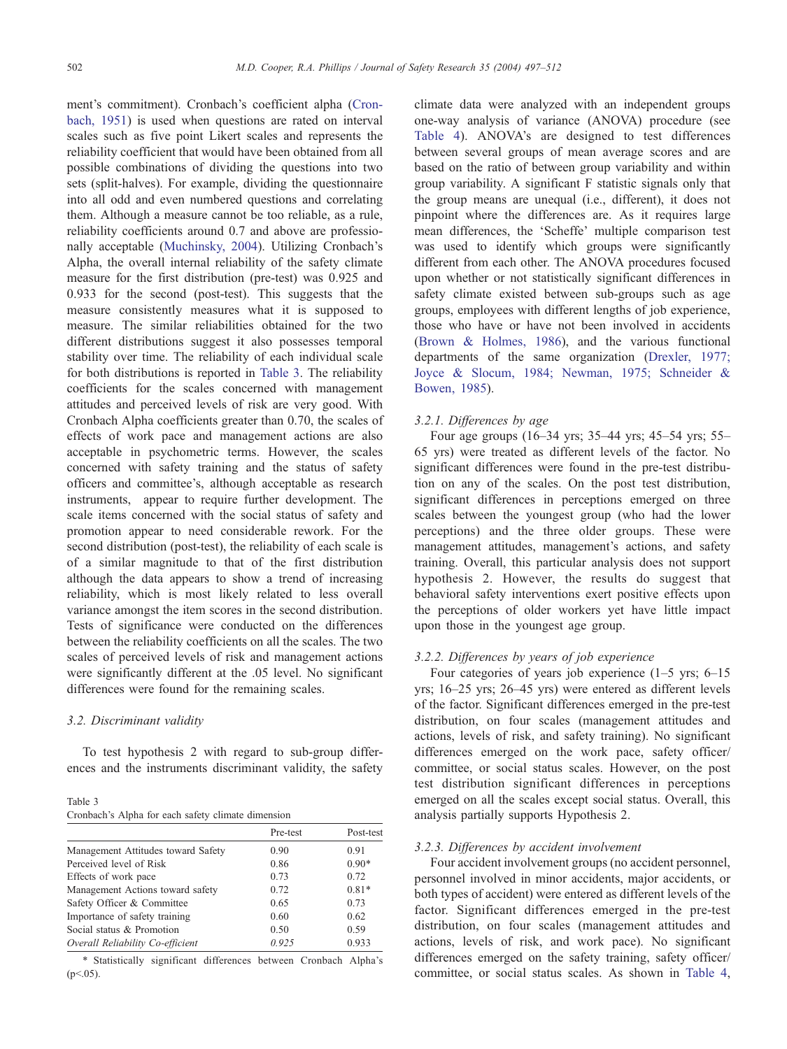ment's commitment). Cronbach's coefficient alpha (Cronbach, 1951) is used when questions are rated on interval scales such as five point Likert scales and represents the reliability coefficient that would have been obtained from all possible combinations of dividing the questions into two sets (split-halves). For example, dividing the questionnaire into all odd and even numbered questions and correlating them. Although a measure cannot be too reliable, as a rule, reliability coefficients around 0.7 and above are professionally acceptable (Muchinsky, 2004). Utilizing Cronbach's Alpha, the overall internal reliability of the safety climate measure for the first distribution (pre-test) was 0.925 and 0.933 for the second (post-test). This suggests that the measure consistently measures what it is supposed to measure. The similar reliabilities obtained for the two different distributions suggest it also possesses temporal stability over time. The reliability of each individual scale for both distributions is reported in Table 3. The reliability coefficients for the scales concerned with management attitudes and perceived levels of risk are very good. With Cronbach Alpha coefficients greater than 0.70, the scales of effects of work pace and management actions are also acceptable in psychometric terms. However, the scales concerned with safety training and the status of safety officers and committee's, although acceptable as research instruments, appear to require further development. The scale items concerned with the social status of safety and promotion appear to need considerable rework. For the second distribution (post-test), the reliability of each scale is of a similar magnitude to that of the first distribution although the data appears to show a trend of increasing reliability, which is most likely related to less overall variance amongst the item scores in the second distribution. Tests of significance were conducted on the differences between the reliability coefficients on all the scales. The two scales of perceived levels of risk and management actions were significantly different at the .05 level. No significant differences were found for the remaining scales.

### 3.2. Discriminant validity

To test hypothesis 2 with regard to sub-group differences and the instruments discriminant validity, the safety climate data were analyzed with an independent groups one-way analysis of variance (ANOVA) procedure (see Table 4). ANOVA's are designed to test differences between several groups of mean average scores and are based on the ratio of between group variability and within group variability. A significant F statistic signals only that the group means are unequal (i.e., different), it does not pinpoint where the differences are. As it requires large mean differences, the 'Scheffe' multiple comparison test was used to identify which groups were significantly different from each other. The ANOVA procedures focused upon whether or not statistically significant differences in safety climate existed between sub-groups such as age groups, employees with different lengths of job experience, those who have or have not been involved in accidents (Brown & Holmes, 1986), and the various functional departments of the same organization (Drexler, 1977; Joyce & Slocum, 1984; Newman, 1975; Schneider & Bowen, 1985).

Table 3
Cronbach's Alpha for each safety climate dimension

| | Pre-test | Post-test |
|---|---|---|
| Management Attitudes toward Safety | 0.90 | 0.91 |
| Perceived level of Risk | 0.86 | 0.90* |
| Effects of work pace | 0.73 | 0.72 |
| Management Actions toward safety | 0.72 | 0.81* |
| Safety Officer & Committee | 0.65 | 0.73 |
| Importance of safety training | 0.60 | 0.62 |
| Social status & Promotion | 0.50 | 0.59 |
| *Overall Reliability Co-efficient* | *0.925* | 0.933 |

\* Statistically significant differences between Cronbach Alpha's ($p<.05$).

#### 3.2.1. Differences by age

Four age groups (16–34 yrs; 35–44 yrs; 45–54 yrs; 55–65 yrs) were treated as different levels of the factor. No significant differences were found in the pre-test distribution on any of the scales. On the post test distribution, significant differences in perceptions emerged on three scales between the youngest group (who had the lower perceptions) and the three older groups. These were management attitudes, management's actions, and safety training. Overall, this particular analysis does not support hypothesis 2. However, the results do suggest that behavioral safety interventions exert positive effects upon the perceptions of older workers yet have little impact upon those in the youngest age group.

#### 3.2.2. Differences by years of job experience

Four categories of years job experience (1–5 yrs; 6–15 yrs; 16–25 yrs; 26–45 yrs) were entered as different levels of the factor. Significant differences emerged in the pre-test distribution, on four scales (management attitudes and actions, levels of risk, and safety training). No significant differences emerged on the work pace, safety officer/committee, or social status scales. However, on the post test distribution significant differences in perceptions emerged on all the scales except social status. Overall, this analysis partially supports Hypothesis 2.

#### 3.2.3. Differences by accident involvement

Four accident involvement groups (no accident personnel, personnel involved in minor accidents, major accidents, or both types of accident) were entered as different levels of the factor. Significant differences emerged in the pre-test distribution, on four scales (management attitudes and actions, levels of risk, and work pace). No significant differences emerged on the safety training, safety officer/committee, or social status scales. As shown in Table 4,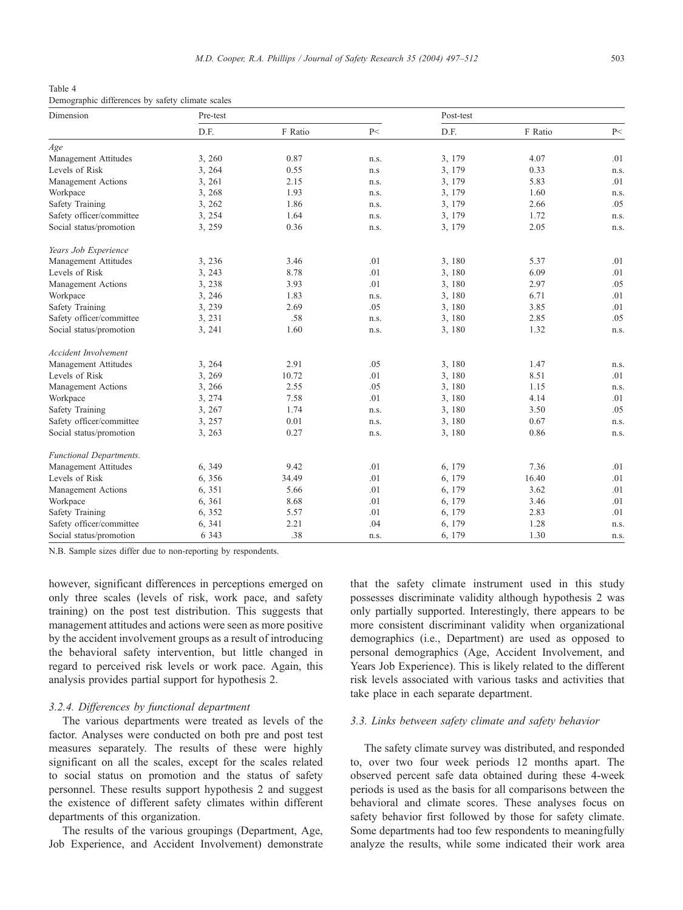Table 4
Demographic differences by safety climate scales

| Dimension | Pre-test | | | Post-test | | |
|---|---|---|---|---|---|---|
| | D.F. | F Ratio | P< | D.F. | F Ratio | P< |
| *Age* | | | | | | |
| Management Attitudes | 3, 260 | 0.87 | n.s. | 3, 179 | 4.07 | .01 |
| Levels of Risk | 3, 264 | 0.55 | n.s | 3, 179 | 0.33 | n.s. |
| Management Actions | 3, 261 | 2.15 | n.s. | 3, 179 | 5.83 | .01 |
| Workpace | 3, 268 | 1.93 | n.s. | 3, 179 | 1.60 | n.s. |
| Safety Training | 3, 262 | 1.86 | n.s. | 3, 179 | 2.66 | .05 |
| Safety officer/committee | 3, 254 | 1.64 | n.s. | 3, 179 | 1.72 | n.s. |
| Social status/promotion | 3, 259 | 0.36 | n.s. | 3, 179 | 2.05 | n.s. |
| *Years Job Experience* | | | | | | |
| Management Attitudes | 3, 236 | 3.46 | .01 | 3, 180 | 5.37 | .01 |
| Levels of Risk | 3, 243 | 8.78 | .01 | 3, 180 | 6.09 | .01 |
| Management Actions | 3, 238 | 3.93 | .01 | 3, 180 | 2.97 | .05 |
| Workpace | 3, 246 | 1.83 | n.s. | 3, 180 | 6.71 | .01 |
| Safety Training | 3, 239 | 2.69 | .05 | 3, 180 | 3.85 | .01 |
| Safety officer/committee | 3, 231 | .58 | n.s. | 3, 180 | 2.85 | .05 |
| Social status/promotion | 3, 241 | 1.60 | n.s. | 3, 180 | 1.32 | n.s. |
| *Accident Involvement* | | | | | | |
| Management Attitudes | 3, 264 | 2.91 | .05 | 3, 180 | 1.47 | n.s. |
| Levels of Risk | 3, 269 | 10.72 | .01 | 3, 180 | 8.51 | .01 |
| Management Actions | 3, 266 | 2.55 | .05 | 3, 180 | 1.15 | n.s. |
| Workpace | 3, 274 | 7.58 | .01 | 3, 180 | 4.14 | .01 |
| Safety Training | 3, 267 | 1.74 | n.s. | 3, 180 | 3.50 | .05 |
| Safety officer/committee | 3, 257 | 0.01 | n.s. | 3, 180 | 0.67 | n.s. |
| Social status/promotion | 3, 263 | 0.27 | n.s. | 3, 180 | 0.86 | n.s. |
| *Functional Departments.* | | | | | | |
| Management Attitudes | 6, 349 | 9.42 | .01 | 6, 179 | 7.36 | .01 |
| Levels of Risk | 6, 356 | 34.49 | .01 | 6, 179 | 16.40 | .01 |
| Management Actions | 6, 351 | 5.66 | .01 | 6, 179 | 3.62 | .01 |
| Workpace | 6, 361 | 8.68 | .01 | 6, 179 | 3.46 | .01 |
| Safety Training | 6, 352 | 5.57 | .01 | 6, 179 | 2.83 | .01 |
| Safety officer/committee | 6, 341 | 2.21 | .04 | 6, 179 | 1.28 | n.s. |
| Social status/promotion | 6 343 | .38 | n.s. | 6, 179 | 1.30 | n.s. |

N.B. Sample sizes differ due to non-reporting by respondents.

however, significant differences in perceptions emerged on only three scales (levels of risk, work pace, and safety training) on the post test distribution. This suggests that management attitudes and actions were seen as more positive by the accident involvement groups as a result of introducing the behavioral safety intervention, but little changed in regard to perceived risk levels or work pace. Again, this analysis provides partial support for hypothesis 2.

### 3.2.4. Differences by functional department

The various departments were treated as levels of the factor. Analyses were conducted on both pre and post test measures separately. The results of these were highly significant on all the scales, except for the scales related to social status on promotion and the status of safety personnel. These results support hypothesis 2 and suggest the existence of different safety climates within different departments of this organization.

The results of the various groupings (Department, Age, Job Experience, and Accident Involvement) demonstrate that the safety climate instrument used in this study possesses discriminate validity although hypothesis 2 was only partially supported. Interestingly, there appears to be more consistent discriminant validity when organizational demographics (i.e., Department) are used as opposed to personal demographics (Age, Accident Involvement, and Years Job Experience). This is likely related to the different risk levels associated with various tasks and activities that take place in each separate department.

## 3.3. Links between safety climate and safety behavior

The safety climate survey was distributed, and responded to, over two four week periods 12 months apart. The observed percent safe data obtained during these 4-week periods is used as the basis for all comparisons between the behavioral and climate scores. These analyses focus on safety behavior first followed by those for safety climate. Some departments had too few respondents to meaningfully analyze the results, while some indicated their work area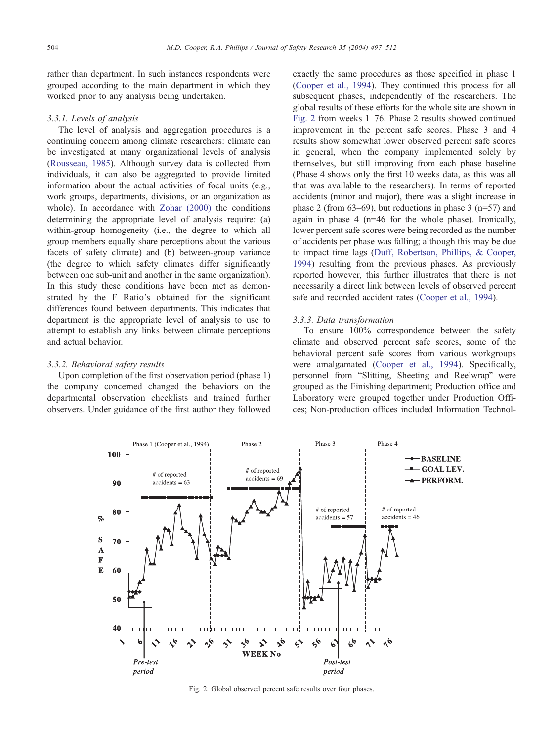rather than department. In such instances respondents were grouped according to the main department in which they worked prior to any analysis being undertaken.

#### 3.3.1. Levels of analysis

The level of analysis and aggregation procedures is a continuing concern among climate researchers: climate can be investigated at many organizational levels of analysis (Rousseau, 1985). Although survey data is collected from individuals, it can also be aggregated to provide limited information about the actual activities of focal units (e.g., work groups, departments, divisions, or an organization as whole). In accordance with Zohar (2000) the conditions determining the appropriate level of analysis require: (a) within-group homogeneity (i.e., the degree to which all group members equally share perceptions about the various facets of safety climate) and (b) between-group variance (the degree to which safety climates differ significantly between one sub-unit and another in the same organization). In this study these conditions have been met as demonstrated by the F Ratio's obtained for the significant differences found between departments. This indicates that department is the appropriate level of analysis to use to attempt to establish any links between climate perceptions and actual behavior.

#### 3.3.2. Behavioral safety results

Upon completion of the first observation period (phase 1) the company concerned changed the behaviors on the departmental observation checklists and trained further observers. Under guidance of the first author they followed exactly the same procedures as those specified in phase 1 (Cooper et al., 1994). They continued this process for all subsequent phases, independently of the researchers. The global results of these efforts for the whole site are shown in Fig. 2 from weeks 1–76. Phase 2 results showed continued improvement in the percent safe scores. Phase 3 and 4 results show somewhat lower observed percent safe scores in general, when the company implemented solely by themselves, but still improving from each phase baseline (Phase 4 shows only the first 10 weeks data, as this was all that was available to the researchers). In terms of reported accidents (minor and major), there was a slight increase in phase 2 (from 63–69), but reductions in phase 3 (n=57) and again in phase 4 (n=46 for the whole phase). Ironically, lower percent safe scores were being recorded as the number of accidents per phase was falling; although this may be due to impact time lags (Duff, Robertson, Phillips, & Cooper, 1994) resulting from the previous phases. As previously reported however, this further illustrates that there is not necessarily a direct link between levels of observed percent safe and recorded accident rates (Cooper et al., 1994).

#### 3.3.3. Data transformation

To ensure 100% correspondence between the safety climate and observed percent safe scores, some of the behavioral percent safe scores from various workgroups were amalgamated (Cooper et al., 1994). Specifically, personnel from "Slitting, Sheeting and Reelwrap" were grouped as the Finishing department; Production office and Laboratory were grouped together under Production Offices; Non-production offices included Information Technol-

Fig. 2. Global observed percent safe results over four phases.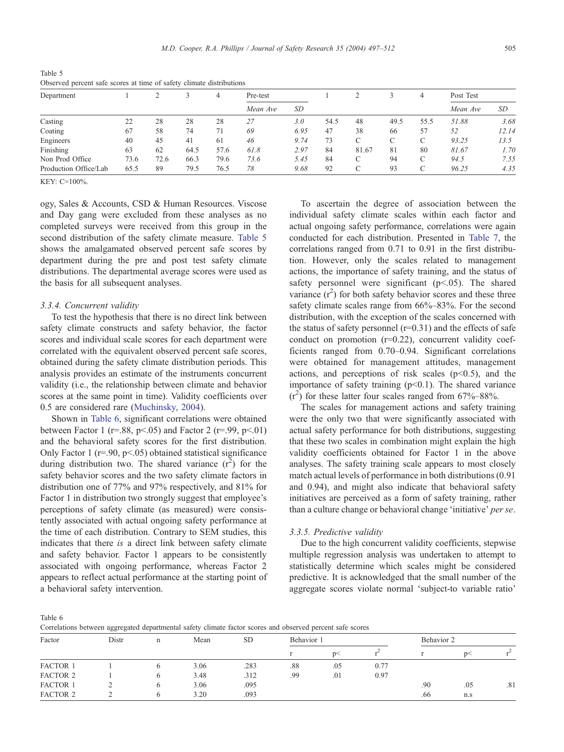Table 5
Observed percent safe scores at time of safety climate distributions

| Department | 1 | 2 | 3 | 4 | Pre-test | | 1 | 2 | 3 | 4 | Post Test | |
|---|---|---|---|---|---|---|---|---|---|---|---|---|
| | | | | | *Mean Ave* | *SD* | | | | | *Mean Ave* | *SD* |
| Casting | 22 | 28 | 28 | 28 | *27* | *3.0* | 54.5 | 48 | 49.5 | 55.5 | *51.88* | *3.68* |
| Coating | 67 | 58 | 74 | 71 | *69* | *6.95* | 47 | 38 | 66 | 57 | *52* | *12.14* |
| Engineers | 40 | 45 | 41 | 61 | *46* | *9.74* | 73 | C | C | C | *93.25* | *13.5* |
| Finishing | 63 | 62 | 64.5 | 57.6 | *61.8* | *2.97* | 84 | 81.67 | 81 | 80 | *81.67* | *1.70* |
| Non Prod Office | 73.6 | 72.6 | 66.3 | 79.6 | *73.6* | *5.45* | 84 | C | 94 | C | *94.5* | *7.55* |
| Production Office/Lab | 65.5 | 89 | 79.5 | 76.5 | *78* | *9.68* | 92 | C | 93 | C | *96.25* | *4.35* |

KEY: C=100%.

ogy, Sales & Accounts, CSD & Human Resources. Viscose and Day gang were excluded from these analyses as no completed surveys were received from this group in the second distribution of the safety climate measure. Table 5 shows the amalgamated observed percent safe scores by department during the pre and post test safety climate distributions. The departmental average scores were used as the basis for all subsequent analyses.

### 3.3.4. Concurrent validity

To test the hypothesis that there is no direct link between safety climate constructs and safety behavior, the factor scores and individual scale scores for each department were correlated with the equivalent observed percent safe scores, obtained during the safety climate distribution periods. This analysis provides an estimate of the instruments concurrent validity (i.e., the relationship between climate and behavior scores at the same point in time). Validity coefficients over 0.5 are considered rare (Muchinsky, 2004).

Shown in Table 6, significant correlations were obtained between Factor 1 ($r=.88$, $p<.05$) and Factor 2 ($r=.99$, $p<.01$) and the behavioral safety scores for the first distribution. Only Factor 1 ($r=.90$, $p<.05$) obtained statistical significance during distribution two. The shared variance ($r^2$) for the safety behavior scores and the two safety climate factors in distribution one of 77% and 97% respectively, and 81% for Factor 1 in distribution two strongly suggest that employee's perceptions of safety climate (as measured) were consistently associated with actual ongoing safety performance at the time of each distribution. Contrary to SEM studies, this indicates that there *is* a direct link between safety climate and safety behavior. Factor 1 appears to be consistently associated with ongoing performance, whereas Factor 2 appears to reflect actual performance at the starting point of a behavioral safety intervention.

To ascertain the degree of association between the individual safety climate scales within each factor and actual ongoing safety performance, correlations were again conducted for each distribution. Presented in Table 7, the correlations ranged from 0.71 to 0.91 in the first distribution. However, only the scales related to management actions, the importance of safety training, and the status of safety personnel were significant ($p<.05$). The shared variance ($r^2$) for both safety behavior scores and these three safety climate scales range from 66%–83%. For the second distribution, with the exception of the scales concerned with the status of safety personnel ($r=0.31$) and the effects of safe conduct on promotion ($r=0.22$), concurrent validity coefficients ranged from 0.70–0.94. Significant correlations were obtained for management attitudes, management actions, and perceptions of risk scales ($p<0.5$), and the importance of safety training ($p<0.1$). The shared variance ($r^2$) for these latter four scales ranged from 67%–88%.

The scales for management actions and safety training were the only two that were significantly associated with actual safety performance for both distributions, suggesting that these two scales in combination might explain the high validity coefficients obtained for Factor 1 in the above analyses. The safety training scale appears to most closely match actual levels of performance in both distributions (0.91 and 0.94), and might also indicate that behavioral safety initiatives are perceived as a form of safety training, rather than a culture change or behavioral change 'initiative' *per se*.

### 3.3.5. Predictive validity

Due to the high concurrent validity coefficients, stepwise multiple regression analysis was undertaken to attempt to statistically determine which scales might be considered predictive. It is acknowledged that the small number of the aggregate scores violate normal 'subject-to variable ratio'

Table 6
Correlations between aggregated departmental safety climate factor scores and observed percent safe scores

| Factor | Distr | n | Mean | SD | Behavior 1 | | | Behavior 2 | | |
|---|---|---|---|---|---|---|---|---|---|---|
| | | | | | r | p< | $r^2$ | r | p< | $r^2$ |
| FACTOR 1 | 1 | 6 | 3.06 | .283 | .88 | .05 | 0.77 | | | |
| FACTOR 2 | 1 | 6 | 3.48 | .312 | .99 | .01 | 0.97 | | | |
| FACTOR 1 | 2 | 6 | 3.06 | .095 | | | | .90 | .05 | .81 |
| FACTOR 2 | 2 | 6 | 3.20 | .093 | | | | .66 | n.s | |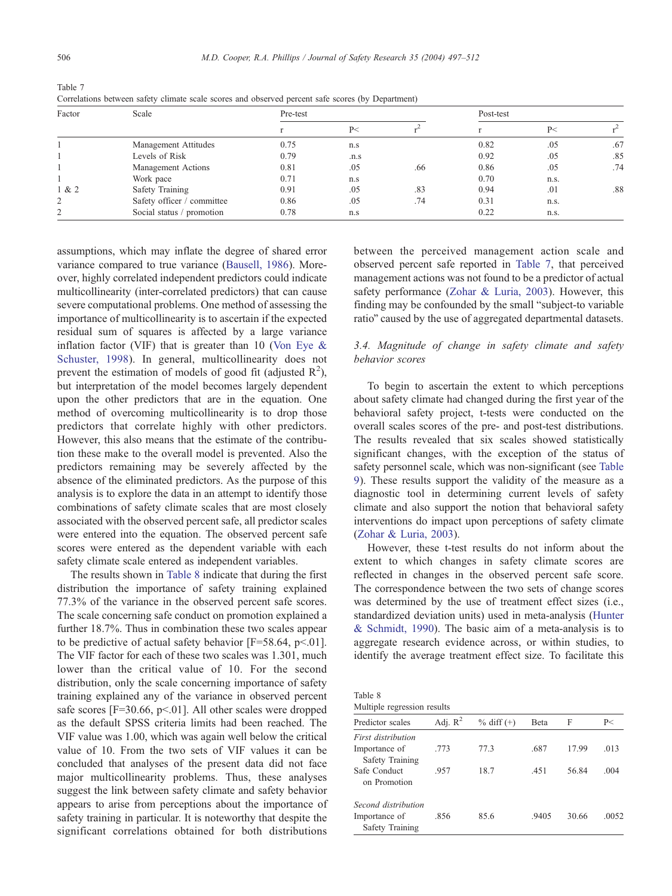Table 7
Correlations between safety climate scale scores and observed percent safe scores (by Department)

| Factor | Scale | Pre-test | | | Post-test | | |
|---|---|---|---|---|---|---|---|
| | | r | P< | $r^2$ | r | P< | $r^2$ |
| 1 | Management Attitudes | 0.75 | n.s | | 0.82 | .05 | .67 |
| 1 | Levels of Risk | 0.79 | .n.s | | 0.92 | .05 | .85 |
| 1 | Management Actions | 0.81 | .05 | .66 | 0.86 | .05 | .74 |
| 1 | Work pace | 0.71 | n.s | | 0.70 | n.s. | |
| 1 & 2 | Safety Training | 0.91 | .05 | .83 | 0.94 | .01 | .88 |
| 2 | Safety officer / committee | 0.86 | .05 | .74 | 0.31 | n.s. | |
| 2 | Social status / promotion | 0.78 | n.s | | 0.22 | n.s. | |

assumptions, which may inflate the degree of shared error variance compared to true variance (Bausell, 1986). Moreover, highly correlated independent predictors could indicate multicollinearity (inter-correlated predictors) that can cause severe computational problems. One method of assessing the importance of multicollinearity is to ascertain if the expected residual sum of squares is affected by a large variance inflation factor (VIF) that is greater than 10 (Von Eye & Schuster, 1998). In general, multicollinearity does not prevent the estimation of models of good fit (adjusted $R^2$), but interpretation of the model becomes largely dependent upon the other predictors that are in the equation. One method of overcoming multicollinearity is to drop those predictors that correlate highly with other predictors. However, this also means that the estimate of the contribution these make to the overall model is prevented. Also the predictors remaining may be severely affected by the absence of the eliminated predictors. As the purpose of this analysis is to explore the data in an attempt to identify those combinations of safety climate scales that are most closely associated with the observed percent safe, all predictor scales were entered into the equation. The observed percent safe scores were entered as the dependent variable with each safety climate scale entered as independent variables.

The results shown in Table 8 indicate that during the first distribution the importance of safety training explained 77.3% of the variance in the observed percent safe scores. The scale concerning safe conduct on promotion explained a further 18.7%. Thus in combination these two scales appear to be predictive of actual safety behavior [$F=58.64$, $p<.01$]. The VIF factor for each of these two scales was 1.301, much lower than the critical value of 10. For the second distribution, only the scale concerning importance of safety training explained any of the variance in observed percent safe scores [$F=30.66$, $p<.01$]. All other scales were dropped as the default SPSS criteria limits had been reached. The VIF value was 1.00, which was again well below the critical value of 10. From the two sets of VIF values it can be concluded that analyses of the present data did not face major multicollinearity problems. Thus, these analyses suggest the link between safety climate and safety behavior appears to arise from perceptions about the importance of safety training in particular. It is noteworthy that despite the significant correlations obtained for both distributions between the perceived management action scale and observed percent safe reported in Table 7, that perceived management actions was not found to be a predictor of actual safety performance (Zohar & Luria, 2003). However, this finding may be confounded by the small "subject-to variable ratio" caused by the use of aggregated departmental datasets.

### 3.4. Magnitude of change in safety climate and safety behavior scores

To begin to ascertain the extent to which perceptions about safety climate had changed during the first year of the behavioral safety project, t-tests were conducted on the overall scales scores of the pre- and post-test distributions. The results revealed that six scales showed statistically significant changes, with the exception of the status of safety personnel scale, which was non-significant (see Table 9). These results support the validity of the measure as a diagnostic tool in determining current levels of safety climate and also support the notion that behavioral safety interventions do impact upon perceptions of safety climate (Zohar & Luria, 2003).

However, these t-test results do not inform about the extent to which changes in safety climate scores are reflected in changes in the observed percent safe score. The correspondence between the two sets of change scores was determined by the use of treatment effect sizes (i.e., standardized deviation units) used in meta-analysis (Hunter & Schmidt, 1990). The basic aim of a meta-analysis is to aggregate research evidence across, or within studies, to identify the average treatment effect size. To facilitate this

Table 8
Multiple regression results

| Predictor scales | Adj. $R^2$ | % diff (+) | Beta | F | P< |
|---|---|---|---|---|---|
| *First distribution* | | | | | |
| Importance of Safety Training | .773 | 77.3 | .687 | 17.99 | .013 |
| Safe Conduct on Promotion | .957 | 18.7 | .451 | 56.84 | .004 |
| *Second distribution* | | | | | |
| Importance of Safety Training | .856 | 85.6 | .9405 | 30.66 | .0052 |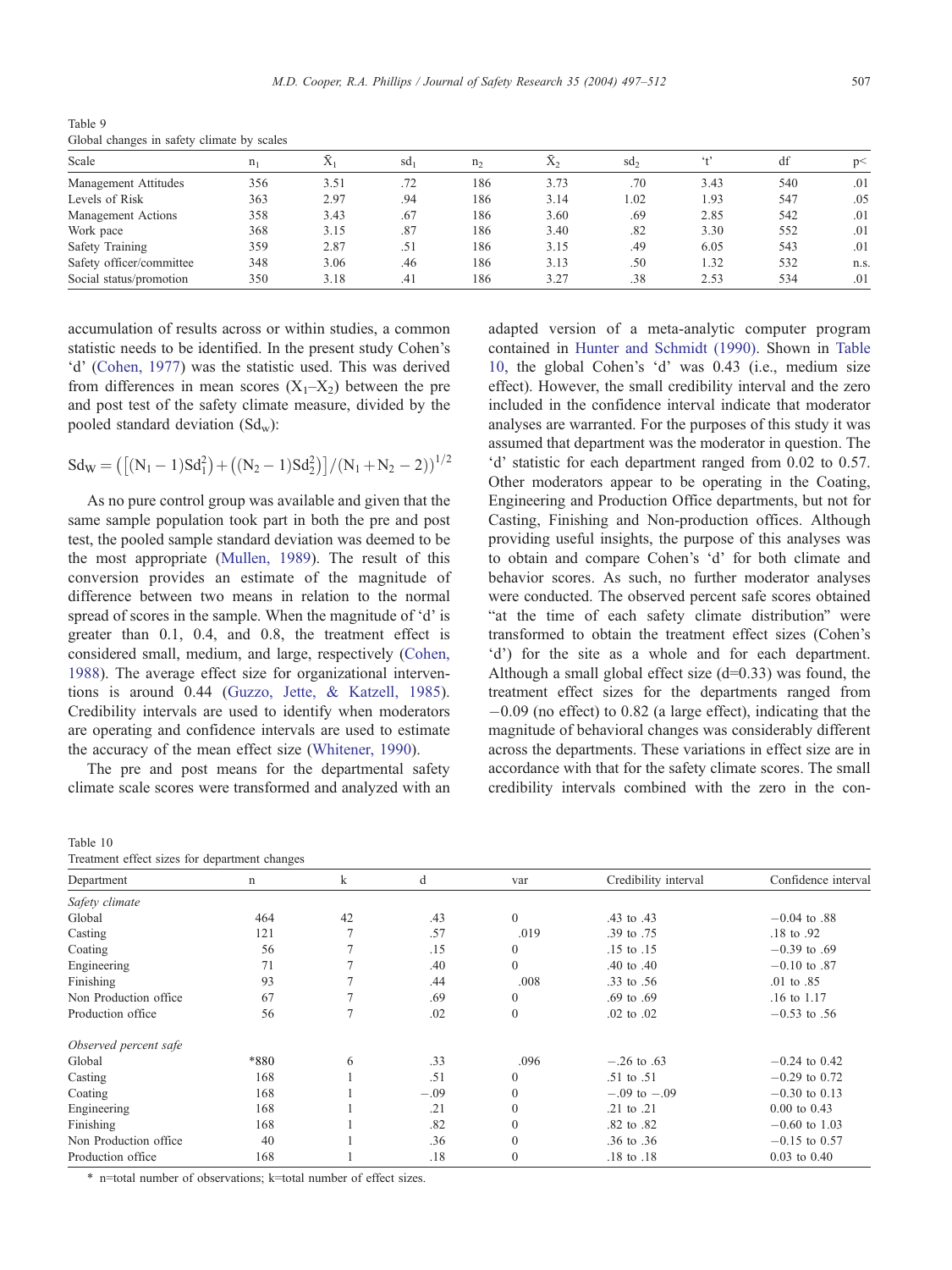Table 9
Global changes in safety climate by scales

| Scale | $n_1$ | $\bar{X}_1$ | $sd_1$ | $n_2$ | $\bar{X}_2$ | $sd_2$ | 't' | df | p< |
|---|---|---|---|---|---|---|---|---|---|
| Management Attitudes | 356 | 3.51 | .72 | 186 | 3.73 | .70 | 3.43 | 540 | .01 |
| Levels of Risk | 363 | 2.97 | .94 | 186 | 3.14 | 1.02 | 1.93 | 547 | .05 |
| Management Actions | 358 | 3.43 | .67 | 186 | 3.60 | .69 | 2.85 | 542 | .01 |
| Work pace | 368 | 3.15 | .87 | 186 | 3.40 | .82 | 3.30 | 552 | .01 |
| Safety Training | 359 | 2.87 | .51 | 186 | 3.15 | .49 | 6.05 | 543 | .01 |
| Safety officer/committee | 348 | 3.06 | .46 | 186 | 3.13 | .50 | 1.32 | 532 | n.s. |
| Social status/promotion | 350 | 3.18 | .41 | 186 | 3.27 | .38 | 2.53 | 534 | .01 |

accumulation of results across or within studies, a common statistic needs to be identified. In the present study Cohen's 'd' (Cohen, 1977) was the statistic used. This was derived from differences in mean scores ($X_1$–$X_2$) between the pre and post test of the safety climate measure, divided by the pooled standard deviation ($Sd_w$):

$$Sd_W = \left(\left[(N_1-1)Sd_1^2\right)+\left((N_2-1)Sd_2^2\right)\right]/(N_1+N_2-2)\right)^{1/2}$$

As no pure control group was available and given that the same sample population took part in both the pre and post test, the pooled sample standard deviation was deemed to be the most appropriate (Mullen, 1989). The result of this conversion provides an estimate of the magnitude of difference between two means in relation to the normal spread of scores in the sample. When the magnitude of 'd' is greater than 0.1, 0.4, and 0.8, the treatment effect is considered small, medium, and large, respectively (Cohen, 1988). The average effect size for organizational interventions is around 0.44 (Guzzo, Jette, & Katzell, 1985). Credibility intervals are used to identify when moderators are operating and confidence intervals are used to estimate the accuracy of the mean effect size (Whitener, 1990).

The pre and post means for the departmental safety climate scale scores were transformed and analyzed with an adapted version of a meta-analytic computer program contained in Hunter and Schmidt (1990). Shown in Table 10, the global Cohen's 'd' was 0.43 (i.e., medium size effect). However, the small credibility interval and the zero included in the confidence interval indicate that moderator analyses are warranted. For the purposes of this study it was assumed that department was the moderator in question. The 'd' statistic for each department ranged from 0.02 to 0.57. Other moderators appear to be operating in the Coating, Engineering and Production Office departments, but not for Casting, Finishing and Non-production offices. Although providing useful insights, the purpose of this analyses was to obtain and compare Cohen's 'd' for both climate and behavior scores. As such, no further moderator analyses were conducted. The observed percent safe scores obtained "at the time of each safety climate distribution" were transformed to obtain the treatment effect sizes (Cohen's 'd') for the site as a whole and for each department. Although a small global effect size (d=0.33) was found, the treatment effect sizes for the departments ranged from −0.09 (no effect) to 0.82 (a large effect), indicating that the magnitude of behavioral changes was considerably different across the departments. These variations in effect size are in accordance with that for the safety climate scores. The small credibility intervals combined with the zero in the con-

Table 10
Treatment effect sizes for department changes

| Department | n | k | d | var | Credibility interval | Confidence interval |
|---|---|---|---|---|---|---|
| *Safety climate* | | | | | | |
| Global | 464 | 42 | .43 | 0 | .43 to .43 | −0.04 to .88 |
| Casting | 121 | 7 | .57 | .019 | .39 to .75 | .18 to .92 |
| Coating | 56 | 7 | .15 | 0 | .15 to .15 | −0.39 to .69 |
| Engineering | 71 | 7 | .40 | 0 | .40 to .40 | −0.10 to .87 |
| Finishing | 93 | 7 | .44 | .008 | .33 to .56 | .01 to .85 |
| Non Production office | 67 | 7 | .69 | 0 | .69 to .69 | .16 to 1.17 |
| Production office | 56 | 7 | .02 | 0 | .02 to .02 | −0.53 to .56 |
| *Observed percent safe* | | | | | | |
| Global | *880 | 6 | .33 | .096 | −.26 to .63 | −0.24 to 0.42 |
| Casting | 168 | 1 | .51 | 0 | .51 to .51 | −0.29 to 0.72 |
| Coating | 168 | 1 | −.09 | 0 | −.09 to −.09 | −0.30 to 0.13 |
| Engineering | 168 | 1 | .21 | 0 | .21 to .21 | 0.00 to 0.43 |
| Finishing | 168 | 1 | .82 | 0 | .82 to .82 | −0.60 to 1.03 |
| Non Production office | 40 | 1 | .36 | 0 | .36 to .36 | −0.15 to 0.57 |
| Production office | 168 | 1 | .18 | 0 | .18 to .18 | 0.03 to 0.40 |

\* n=total number of observations; k=total number of effect sizes.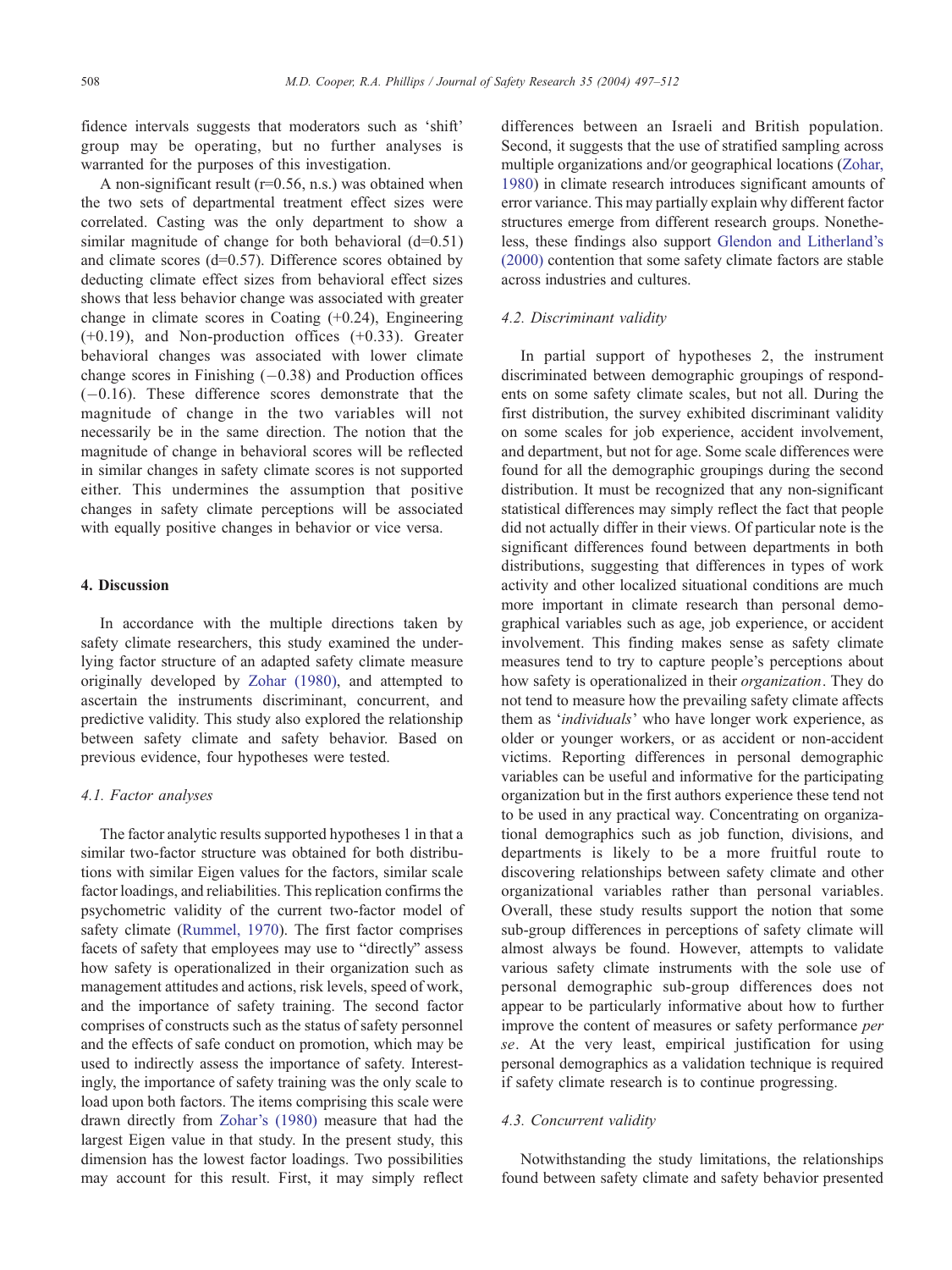fidence intervals suggests that moderators such as 'shift' group may be operating, but no further analyses is warranted for the purposes of this investigation.

A non-significant result (r=0.56, n.s.) was obtained when the two sets of departmental treatment effect sizes were correlated. Casting was the only department to show a similar magnitude of change for both behavioral (d=0.51) and climate scores (d=0.57). Difference scores obtained by deducting climate effect sizes from behavioral effect sizes shows that less behavior change was associated with greater change in climate scores in Coating (+0.24), Engineering (+0.19), and Non-production offices (+0.33). Greater behavioral changes was associated with lower climate change scores in Finishing (−0.38) and Production offices (−0.16). These difference scores demonstrate that the magnitude of change in the two variables will not necessarily be in the same direction. The notion that the magnitude of change in behavioral scores will be reflected in similar changes in safety climate scores is not supported either. This undermines the assumption that positive changes in safety climate perceptions will be associated with equally positive changes in behavior or vice versa.

## 4. Discussion

In accordance with the multiple directions taken by safety climate researchers, this study examined the underlying factor structure of an adapted safety climate measure originally developed by Zohar (1980), and attempted to ascertain the instruments discriminant, concurrent, and predictive validity. This study also explored the relationship between safety climate and safety behavior. Based on previous evidence, four hypotheses were tested.

### 4.1. Factor analyses

The factor analytic results supported hypotheses 1 in that a similar two-factor structure was obtained for both distributions with similar Eigen values for the factors, similar scale factor loadings, and reliabilities. This replication confirms the psychometric validity of the current two-factor model of safety climate (Rummel, 1970). The first factor comprises facets of safety that employees may use to "directly" assess how safety is operationalized in their organization such as management attitudes and actions, risk levels, speed of work, and the importance of safety training. The second factor comprises of constructs such as the status of safety personnel and the effects of safe conduct on promotion, which may be used to indirectly assess the importance of safety. Interestingly, the importance of safety training was the only scale to load upon both factors. The items comprising this scale were drawn directly from Zohar's (1980) measure that had the largest Eigen value in that study. In the present study, this dimension has the lowest factor loadings. Two possibilities may account for this result. First, it may simply reflect differences between an Israeli and British population. Second, it suggests that the use of stratified sampling across multiple organizations and/or geographical locations (Zohar, 1980) in climate research introduces significant amounts of error variance. This may partially explain why different factor structures emerge from different research groups. Nonetheless, these findings also support Glendon and Litherland's (2000) contention that some safety climate factors are stable across industries and cultures.

### 4.2. Discriminant validity

In partial support of hypotheses 2, the instrument discriminated between demographic groupings of respondents on some safety climate scales, but not all. During the first distribution, the survey exhibited discriminant validity on some scales for job experience, accident involvement, and department, but not for age. Some scale differences were found for all the demographic groupings during the second distribution. It must be recognized that any non-significant statistical differences may simply reflect the fact that people did not actually differ in their views. Of particular note is the significant differences found between departments in both distributions, suggesting that differences in types of work activity and other localized situational conditions are much more important in climate research than personal demographical variables such as age, job experience, or accident involvement. This finding makes sense as safety climate measures tend to try to capture people's perceptions about how safety is operationalized in their *organization*. They do not tend to measure how the prevailing safety climate affects them as '*individuals*' who have longer work experience, as older or younger workers, or as accident or non-accident victims. Reporting differences in personal demographic variables can be useful and informative for the participating organization but in the first authors experience these tend not to be used in any practical way. Concentrating on organizational demographics such as job function, divisions, and departments is likely to be a more fruitful route to discovering relationships between safety climate and other organizational variables rather than personal variables. Overall, these study results support the notion that some sub-group differences in perceptions of safety climate will almost always be found. However, attempts to validate various safety climate instruments with the sole use of personal demographic sub-group differences does not appear to be particularly informative about how to further improve the content of measures or safety performance *per se*. At the very least, empirical justification for using personal demographics as a validation technique is required if safety climate research is to continue progressing.

### 4.3. Concurrent validity

Notwithstanding the study limitations, the relationships found between safety climate and safety behavior presented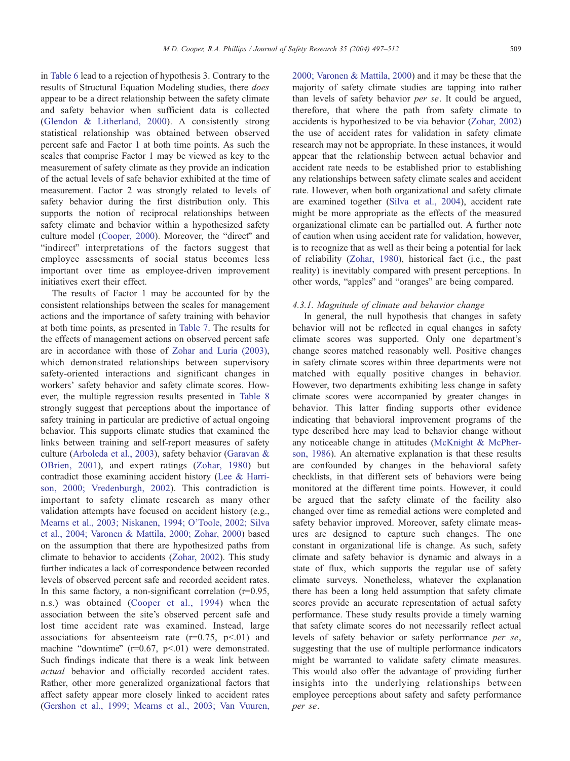in Table 6 lead to a rejection of hypothesis 3. Contrary to the results of Structural Equation Modeling studies, there *does* appear to be a direct relationship between the safety climate and safety behavior when sufficient data is collected (Glendon & Litherland, 2000). A consistently strong statistical relationship was obtained between observed percent safe and Factor 1 at both time points. As such the scales that comprise Factor 1 may be viewed as key to the measurement of safety climate as they provide an indication of the actual levels of safe behavior exhibited at the time of measurement. Factor 2 was strongly related to levels of safety behavior during the first distribution only. This supports the notion of reciprocal relationships between safety climate and behavior within a hypothesized safety culture model (Cooper, 2000). Moreover, the "direct" and "indirect" interpretations of the factors suggest that employee assessments of social status becomes less important over time as employee-driven improvement initiatives exert their effect.

The results of Factor 1 may be accounted for by the consistent relationships between the scales for management actions and the importance of safety training with behavior at both time points, as presented in Table 7. The results for the effects of management actions on observed percent safe are in accordance with those of Zohar and Luria (2003), which demonstrated relationships between supervisory safety-oriented interactions and significant changes in workers' safety behavior and safety climate scores. However, the multiple regression results presented in Table 8 strongly suggest that perceptions about the importance of safety training in particular are predictive of actual ongoing behavior. This supports climate studies that examined the links between training and self-report measures of safety culture (Arboleda et al., 2003), safety behavior (Garavan & OBrien, 2001), and expert ratings (Zohar, 1980) but contradict those examining accident history (Lee & Harrison, 2000; Vredenburgh, 2002). This contradiction is important to safety climate research as many other validation attempts have focused on accident history (e.g., Mearns et al., 2003; Niskanen, 1994; O'Toole, 2002; Silva et al., 2004; Varonen & Mattila, 2000; Zohar, 2000) based on the assumption that there are hypothesized paths from climate to behavior to accidents (Zohar, 2002). This study further indicates a lack of correspondence between recorded levels of observed percent safe and recorded accident rates. In this same factory, a non-significant correlation ($r$=0.95, n.s.) was obtained (Cooper et al., 1994) when the association between the site's observed percent safe and lost time accident rate was examined. Instead, large associations for absenteeism rate ($r$=0.75, $p$<.01) and machine "downtime" ($r$=0.67, $p$<.01) were demonstrated. Such findings indicate that there is a weak link between *actual* behavior and officially recorded accident rates. Rather, other more generalized organizational factors that affect safety appear more closely linked to accident rates (Gershon et al., 1999; Mearns et al., 2003; Van Vuuren, 2000; Varonen & Mattila, 2000) and it may be these that the majority of safety climate studies are tapping into rather than levels of safety behavior *per se*. It could be argued, therefore, that where the path from safety climate to accidents is hypothesized to be via behavior (Zohar, 2002) the use of accident rates for validation in safety climate research may not be appropriate. In these instances, it would appear that the relationship between actual behavior and accident rate needs to be established prior to establishing any relationships between safety climate scales and accident rate. However, when both organizational and safety climate are examined together (Silva et al., 2004), accident rate might be more appropriate as the effects of the measured organizational climate can be partialled out. A further note of caution when using accident rate for validation, however, is to recognize that as well as their being a potential for lack of reliability (Zohar, 1980), historical fact (i.e., the past reality) is inevitably compared with present perceptions. In other words, "apples" and "oranges" are being compared.

#### 4.3.1. Magnitude of climate and behavior change

In general, the null hypothesis that changes in safety behavior will not be reflected in equal changes in safety climate scores was supported. Only one department's change scores matched reasonably well. Positive changes in safety climate scores within three departments were not matched with equally positive changes in behavior. However, two departments exhibiting less change in safety climate scores were accompanied by greater changes in behavior. This latter finding supports other evidence indicating that behavioral improvement programs of the type described here may lead to behavior change without any noticeable change in attitudes (McKnight & McPherson, 1986). An alternative explanation is that these results are confounded by changes in the behavioral safety checklists, in that different sets of behaviors were being monitored at the different time points. However, it could be argued that the safety climate of the facility also changed over time as remedial actions were completed and safety behavior improved. Moreover, safety climate measures are designed to capture such changes. The one constant in organizational life is change. As such, safety climate and safety behavior is dynamic and always in a state of flux, which supports the regular use of safety climate surveys. Nonetheless, whatever the explanation there has been a long held assumption that safety climate scores provide an accurate representation of actual safety performance. These study results provide a timely warning that safety climate scores do not necessarily reflect actual levels of safety behavior or safety performance *per se*, suggesting that the use of multiple performance indicators might be warranted to validate safety climate measures. This would also offer the advantage of providing further insights into the underlying relationships between employee perceptions about safety and safety performance *per se*.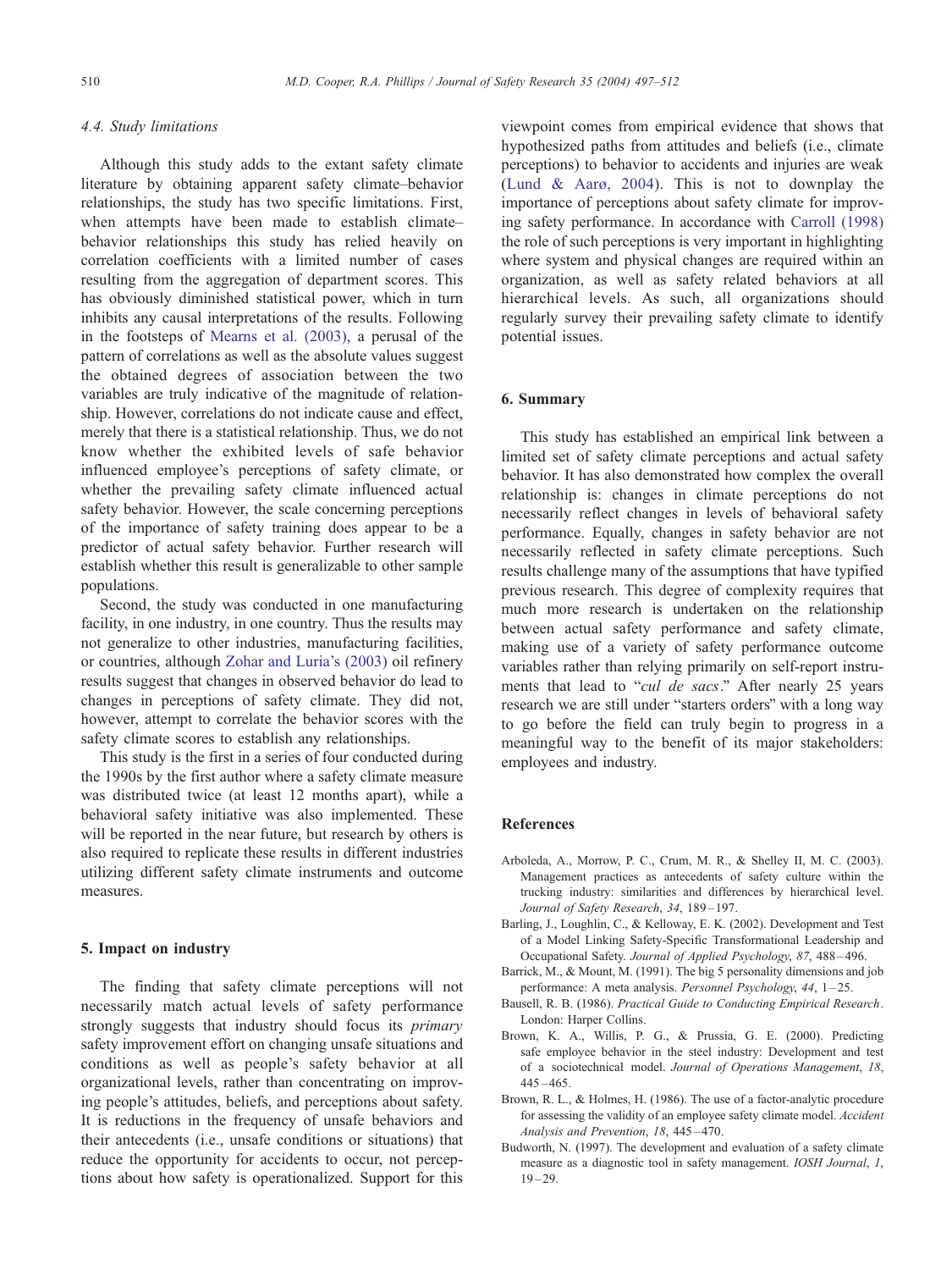### 4.4. Study limitations

Although this study adds to the extant safety climate literature by obtaining apparent safety climate–behavior relationships, the study has two specific limitations. First, when attempts have been made to establish climate–behavior relationships this study has relied heavily on correlation coefficients with a limited number of cases resulting from the aggregation of department scores. This has obviously diminished statistical power, which in turn inhibits any causal interpretations of the results. Following in the footsteps of Mearns et al. (2003), a perusal of the pattern of correlations as well as the absolute values suggest the obtained degrees of association between the two variables are truly indicative of the magnitude of relationship. However, correlations do not indicate cause and effect, merely that there is a statistical relationship. Thus, we do not know whether the exhibited levels of safe behavior influenced employee's perceptions of safety climate, or whether the prevailing safety climate influenced actual safety behavior. However, the scale concerning perceptions of the importance of safety training does appear to be a predictor of actual safety behavior. Further research will establish whether this result is generalizable to other sample populations.

Second, the study was conducted in one manufacturing facility, in one industry, in one country. Thus the results may not generalize to other industries, manufacturing facilities, or countries, although Zohar and Luria's (2003) oil refinery results suggest that changes in observed behavior do lead to changes in perceptions of safety climate. They did not, however, attempt to correlate the behavior scores with the safety climate scores to establish any relationships.

This study is the first in a series of four conducted during the 1990s by the first author where a safety climate measure was distributed twice (at least 12 months apart), while a behavioral safety initiative was also implemented. These will be reported in the near future, but research by others is also required to replicate these results in different industries utilizing different safety climate instruments and outcome measures.

## 5. Impact on industry

The finding that safety climate perceptions will not necessarily match actual levels of safety performance strongly suggests that industry should focus its *primary* safety improvement effort on changing unsafe situations and conditions as well as people's safety behavior at all organizational levels, rather than concentrating on improving people's attitudes, beliefs, and perceptions about safety. It is reductions in the frequency of unsafe behaviors and their antecedents (i.e., unsafe conditions or situations) that reduce the opportunity for accidents to occur, not perceptions about how safety is operationalized. Support for this viewpoint comes from empirical evidence that shows that hypothesized paths from attitudes and beliefs (i.e., climate perceptions) to behavior to accidents and injuries are weak (Lund & Aarø, 2004). This is not to downplay the importance of perceptions about safety climate for improving safety performance. In accordance with Carroll (1998) the role of such perceptions is very important in highlighting where system and physical changes are required within an organization, as well as safety related behaviors at all hierarchical levels. As such, all organizations should regularly survey their prevailing safety climate to identify potential issues.

## 6. Summary

This study has established an empirical link between a limited set of safety climate perceptions and actual safety behavior. It has also demonstrated how complex the overall relationship is: changes in climate perceptions do not necessarily reflect changes in levels of behavioral safety performance. Equally, changes in safety behavior are not necessarily reflected in safety climate perceptions. Such results challenge many of the assumptions that have typified previous research. This degree of complexity requires that much more research is undertaken on the relationship between actual safety performance and safety climate, making use of a variety of safety performance outcome variables rather than relying primarily on self-report instruments that lead to "*cul de sacs*." After nearly 25 years research we are still under "starters orders" with a long way to go before the field can truly begin to progress in a meaningful way to the benefit of its major stakeholders: employees and industry.

## References

Arboleda, A., Morrow, P. C., Crum, M. R., & Shelley II, M. C. (2003). Management practices as antecedents of safety culture within the trucking industry: similarities and differences by hierarchical level. *Journal of Safety Research*, *34*, 189–197.

Barling, J., Loughlin, C., & Kelloway, E. K. (2002). Development and Test of a Model Linking Safety-Specific Transformational Leadership and Occupational Safety. *Journal of Applied Psychology*, *87*, 488–496.

Barrick, M., & Mount, M. (1991). The big 5 personality dimensions and job performance: A meta analysis. *Personnel Psychology*, *44*, 1–25.

Bausell, R. B. (1986). *Practical Guide to Conducting Empirical Research*. London: Harper Collins.

Brown, K. A., Willis, P. G., & Prussia, G. E. (2000). Predicting safe employee behavior in the steel industry: Development and test of a sociotechnical model. *Journal of Operations Management*, *18*, 445–465.

Brown, R. L., & Holmes, H. (1986). The use of a factor-analytic procedure for assessing the validity of an employee safety climate model. *Accident Analysis and Prevention*, *18*, 445–470.

Budworth, N. (1997). The development and evaluation of a safety climate measure as a diagnostic tool in safety management. *IOSH Journal*, *1*, 19–29.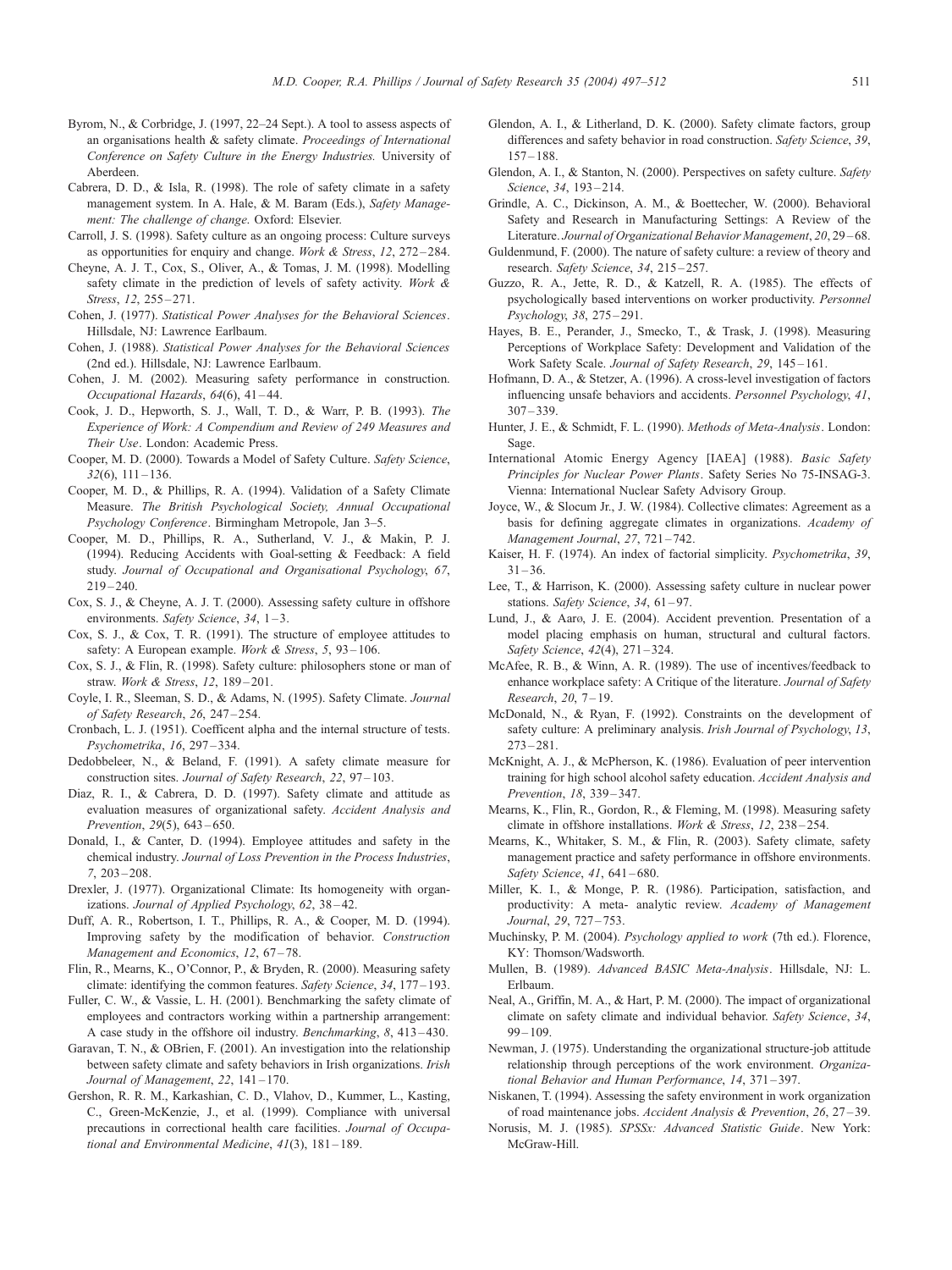Byrom, N., & Corbridge, J. (1997, 22–24 Sept.). A tool to assess aspects of an organisations health & safety climate. *Proceedings of International Conference on Safety Culture in the Energy Industries.* University of Aberdeen.

Cabrera, D. D., & Isla, R. (1998). The role of safety climate in a safety management system. In A. Hale, & M. Baram (Eds.), *Safety Management: The challenge of change*. Oxford: Elsevier.

Carroll, J. S. (1998). Safety culture as an ongoing process: Culture surveys as opportunities for enquiry and change. *Work & Stress*, *12*, 272–284.

Cheyne, A. J. T., Cox, S., Oliver, A., & Tomas, J. M. (1998). Modelling safety climate in the prediction of levels of safety activity. *Work & Stress*, *12*, 255–271.

Cohen, J. (1977). *Statistical Power Analyses for the Behavioral Sciences*. Hillsdale, NJ: Lawrence Earlbaum.

Cohen, J. (1988). *Statistical Power Analyses for the Behavioral Sciences* (2nd ed.). Hillsdale, NJ: Lawrence Earlbaum.

Cohen, J. M. (2002). Measuring safety performance in construction. *Occupational Hazards*, *64*(6), 41–44.

Cook, J. D., Hepworth, S. J., Wall, T. D., & Warr, P. B. (1993). *The Experience of Work: A Compendium and Review of 249 Measures and Their Use*. London: Academic Press.

Cooper, M. D. (2000). Towards a Model of Safety Culture. *Safety Science*, *32*(6), 111–136.

Cooper, M. D., & Phillips, R. A. (1994). Validation of a Safety Climate Measure. *The British Psychological Society, Annual Occupational Psychology Conference*. Birmingham Metropole, Jan 3–5.

Cooper, M. D., Phillips, R. A., Sutherland, V. J., & Makin, P. J. (1994). Reducing Accidents with Goal-setting & Feedback: A field study. *Journal of Occupational and Organisational Psychology*, *67*, 219–240.

Cox, S. J., & Cheyne, A. J. T. (2000). Assessing safety culture in offshore environments. *Safety Science*, *34*, 1–3.

Cox, S. J., & Cox, T. R. (1991). The structure of employee attitudes to safety: A European example. *Work & Stress*, *5*, 93–106.

Cox, S. J., & Flin, R. (1998). Safety culture: philosophers stone or man of straw. *Work & Stress*, *12*, 189–201.

Coyle, I. R., Sleeman, S. D., & Adams, N. (1995). Safety Climate. *Journal of Safety Research*, *26*, 247–254.

Cronbach, L. J. (1951). Coefficent alpha and the internal structure of tests. *Psychometrika*, *16*, 297–334.

Dedobbeleer, N., & Beland, F. (1991). A safety climate measure for construction sites. *Journal of Safety Research*, *22*, 97–103.

Diaz, R. I., & Cabrera, D. D. (1997). Safety climate and attitude as evaluation measures of organizational safety. *Accident Analysis and Prevention*, *29*(5), 643–650.

Donald, I., & Canter, D. (1994). Employee attitudes and safety in the chemical industry. *Journal of Loss Prevention in the Process Industries*, *7*, 203–208.

Drexler, J. (1977). Organizational Climate: Its homogeneity with organizations. *Journal of Applied Psychology*, *62*, 38–42.

Duff, A. R., Robertson, I. T., Phillips, R. A., & Cooper, M. D. (1994). Improving safety by the modification of behavior. *Construction Management and Economics*, *12*, 67–78.

Flin, R., Mearns, K., O'Connor, P., & Bryden, R. (2000). Measuring safety climate: identifying the common features. *Safety Science*, *34*, 177–193.

Fuller, C. W., & Vassie, L. H. (2001). Benchmarking the safety climate of employees and contractors working within a partnership arrangement: A case study in the offshore oil industry. *Benchmarking*, *8*, 413–430.

Garavan, T. N., & OBrien, F. (2001). An investigation into the relationship between safety climate and safety behaviors in Irish organizations. *Irish Journal of Management*, *22*, 141–170.

Gershon, R. R. M., Karkashian, C. D., Vlahov, D., Kummer, L., Kasting, C., Green-McKenzie, J., et al. (1999). Compliance with universal precautions in correctional health care facilities. *Journal of Occupational and Environmental Medicine*, *41*(3), 181–189.

Glendon, A. I., & Litherland, D. K. (2000). Safety climate factors, group differences and safety behavior in road construction. *Safety Science*, *39*, 157–188.

Glendon, A. I., & Stanton, N. (2000). Perspectives on safety culture. *Safety Science*, *34*, 193–214.

Grindle, A. C., Dickinson, A. M., & Boettecher, W. (2000). Behavioral Safety and Research in Manufacturing Settings: A Review of the Literature. *Journal of Organizational Behavior Management*, *20*, 29–68.

Guldenmund, F. (2000). The nature of safety culture: a review of theory and research. *Safety Science*, *34*, 215–257.

Guzzo, R. A., Jette, R. D., & Katzell, R. A. (1985). The effects of psychologically based interventions on worker productivity. *Personnel Psychology*, *38*, 275–291.

Hayes, B. E., Perander, J., Smecko, T., & Trask, J. (1998). Measuring Perceptions of Workplace Safety: Development and Validation of the Work Safety Scale. *Journal of Safety Research*, *29*, 145–161.

Hofmann, D. A., & Stetzer, A. (1996). A cross-level investigation of factors influencing unsafe behaviors and accidents. *Personnel Psychology*, *41*, 307–339.

Hunter, J. E., & Schmidt, F. L. (1990). *Methods of Meta-Analysis*. London: Sage.

International Atomic Energy Agency [IAEA] (1988). *Basic Safety Principles for Nuclear Power Plants*. Safety Series No 75-INSAG-3. Vienna: International Nuclear Safety Advisory Group.

Joyce, W., & Slocum Jr., J. W. (1984). Collective climates: Agreement as a basis for defining aggregate climates in organizations. *Academy of Management Journal*, *27*, 721–742.

Kaiser, H. F. (1974). An index of factorial simplicity. *Psychometrika*, *39*, 31–36.

Lee, T., & Harrison, K. (2000). Assessing safety culture in nuclear power stations. *Safety Science*, *34*, 61–97.

Lund, J., & Aaro, J. E. (2004). Accident prevention. Presentation of a model placing emphasis on human, structural and cultural factors. *Safety Science*, *42*(4), 271–324.

McAfee, R. B., & Winn, A. R. (1989). The use of incentives/feedback to enhance workplace safety: A Critique of the literature. *Journal of Safety Research*, *20*, 7–19.

McDonald, N., & Ryan, F. (1992). Constraints on the development of safety culture: A preliminary analysis. *Irish Journal of Psychology*, *13*, 273–281.

McKnight, A. J., & McPherson, K. (1986). Evaluation of peer intervention training for high school alcohol safety education. *Accident Analysis and Prevention*, *18*, 339–347.

Mearns, K., Flin, R., Gordon, R., & Fleming, M. (1998). Measuring safety climate in offshore installations. *Work & Stress*, *12*, 238–254.

Mearns, K., Whitaker, S. M., & Flin, R. (2003). Safety climate, safety management practice and safety performance in offshore environments. *Safety Science*, *41*, 641–680.

Miller, K. I., & Monge, P. R. (1986). Participation, satisfaction, and productivity: A meta- analytic review. *Academy of Management Journal*, *29*, 727–753.

Muchinsky, P. M. (2004). *Psychology applied to work* (7th ed.). Florence, KY: Thomson/Wadsworth.

Mullen, B. (1989). *Advanced BASIC Meta-Analysis*. Hillsdale, NJ: L. Erlbaum.

Neal, A., Griffin, M. A., & Hart, P. M. (2000). The impact of organizational climate on safety climate and individual behavior. *Safety Science*, *34*, 99–109.

Newman, J. (1975). Understanding the organizational structure-job attitude relationship through perceptions of the work environment. *Organizational Behavior and Human Performance*, *14*, 371–397.

Niskanen, T. (1994). Assessing the safety environment in work organization of road maintenance jobs. *Accident Analysis & Prevention*, *26*, 27–39.

Norusis, M. J. (1985). *SPSSx: Advanced Statistic Guide*. New York: McGraw-Hill.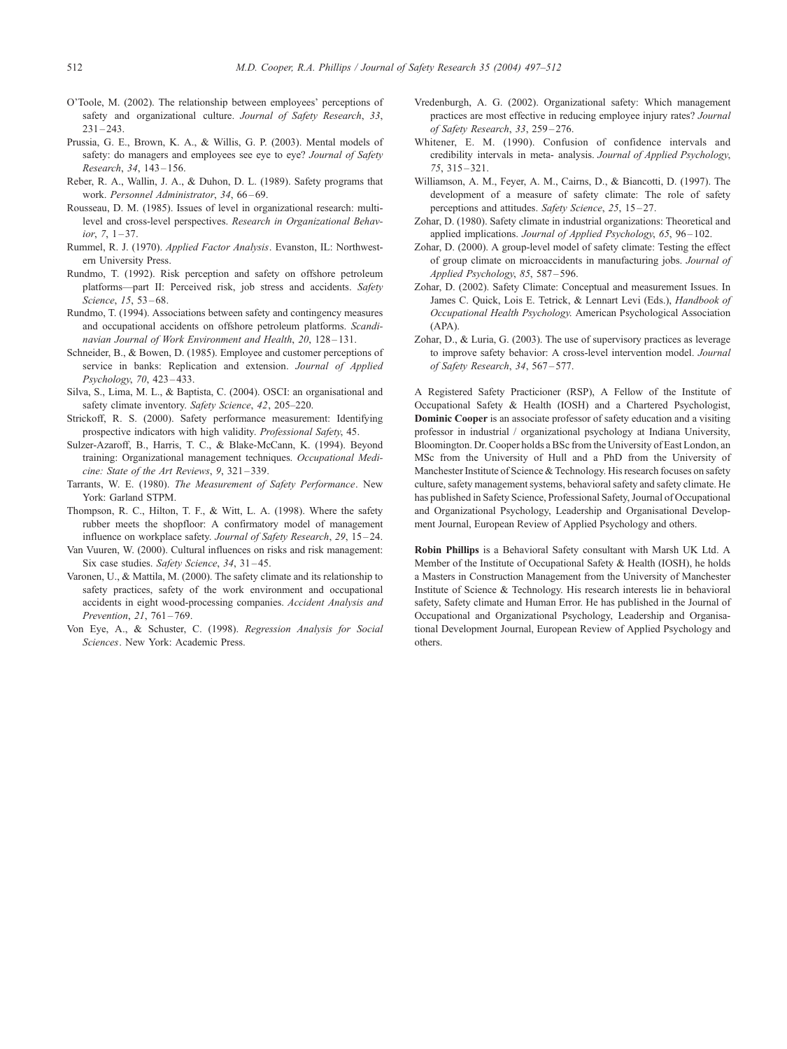O'Toole, M. (2002). The relationship between employees' perceptions of safety and organizational culture. *Journal of Safety Research*, *33*, 231–243.

Prussia, G. E., Brown, K. A., & Willis, G. P. (2003). Mental models of safety: do managers and employees see eye to eye? *Journal of Safety Research*, *34*, 143–156.

Reber, R. A., Wallin, J. A., & Duhon, D. L. (1989). Safety programs that work. *Personnel Administrator*, *34*, 66–69.

Rousseau, D. M. (1985). Issues of level in organizational research: multi-level and cross-level perspectives. *Research in Organizational Behavior*, *7*, 1–37.

Rummel, R. J. (1970). *Applied Factor Analysis*. Evanston, IL: Northwestern University Press.

Rundmo, T. (1992). Risk perception and safety on offshore petroleum platforms—part II: Perceived risk, job stress and accidents. *Safety Science*, *15*, 53–68.

Rundmo, T. (1994). Associations between safety and contingency measures and occupational accidents on offshore petroleum platforms. *Scandinavian Journal of Work Environment and Health*, *20*, 128–131.

Schneider, B., & Bowen, D. (1985). Employee and customer perceptions of service in banks: Replication and extension. *Journal of Applied Psychology*, *70*, 423–433.

Silva, S., Lima, M. L., & Baptista, C. (2004). OSCI: an organisational and safety climate inventory. *Safety Science*, *42*, 205–220.

Strickoff, R. S. (2000). Safety performance measurement: Identifying prospective indicators with high validity. *Professional Safety*, 45.

Sulzer-Azaroff, B., Harris, T. C., & Blake-McCann, K. (1994). Beyond training: Organizational management techniques. *Occupational Medicine: State of the Art Reviews*, *9*, 321–339.

Tarrants, W. E. (1980). *The Measurement of Safety Performance*. New York: Garland STPM.

Thompson, R. C., Hilton, T. F., & Witt, L. A. (1998). Where the safety rubber meets the shopfloor: A confirmatory model of management influence on workplace safety. *Journal of Safety Research*, *29*, 15–24.

Van Vuuren, W. (2000). Cultural influences on risks and risk management: Six case studies. *Safety Science*, *34*, 31–45.

Varonen, U., & Mattila, M. (2000). The safety climate and its relationship to safety practices, safety of the work environment and occupational accidents in eight wood-processing companies. *Accident Analysis and Prevention*, *21*, 761–769.

Von Eye, A., & Schuster, C. (1998). *Regression Analysis for Social Sciences*. New York: Academic Press.

Vredenburgh, A. G. (2002). Organizational safety: Which management practices are most effective in reducing employee injury rates? *Journal of Safety Research*, *33*, 259–276.

Whitener, E. M. (1990). Confusion of confidence intervals and credibility intervals in meta- analysis. *Journal of Applied Psychology*, *75*, 315–321.

Williamson, A. M., Feyer, A. M., Cairns, D., & Biancotti, D. (1997). The development of a measure of safety climate: The role of safety perceptions and attitudes. *Safety Science*, *25*, 15–27.

Zohar, D. (1980). Safety climate in industrial organizations: Theoretical and applied implications. *Journal of Applied Psychology*, *65*, 96–102.

Zohar, D. (2000). A group-level model of safety climate: Testing the effect of group climate on microaccidents in manufacturing jobs. *Journal of Applied Psychology*, *85*, 587–596.

Zohar, D. (2002). Safety Climate: Conceptual and measurement Issues. In James C. Quick, Lois E. Tetrick, & Lennart Levi (Eds.), *Handbook of Occupational Health Psychology*. American Psychological Association (APA).

Zohar, D., & Luria, G. (2003). The use of supervisory practices as leverage to improve safety behavior: A cross-level intervention model. *Journal of Safety Research*, *34*, 567–577.

A Registered Safety Practicioner (RSP), A Fellow of the Institute of Occupational Safety & Health (IOSH) and a Chartered Psychologist, **Dominic Cooper** is an associate professor of safety education and a visiting professor in industrial / organizational psychology at Indiana University, Bloomington. Dr. Cooper holds a BSc from the University of East London, an MSc from the University of Hull and a PhD from the University of Manchester Institute of Science & Technology. His research focuses on safety culture, safety management systems, behavioral safety and safety climate. He has published in Safety Science, Professional Safety, Journal of Occupational and Organizational Psychology, Leadership and Organisational Development Journal, European Review of Applied Psychology and others.

**Robin Phillips** is a Behavioral Safety consultant with Marsh UK Ltd. A Member of the Institute of Occupational Safety & Health (IOSH), he holds a Masters in Construction Management from the University of Manchester Institute of Science & Technology. His research interests lie in behavioral safety, Safety climate and Human Error. He has published in the Journal of Occupational and Organizational Psychology, Leadership and Organisational Development Journal, European Review of Applied Psychology and others.